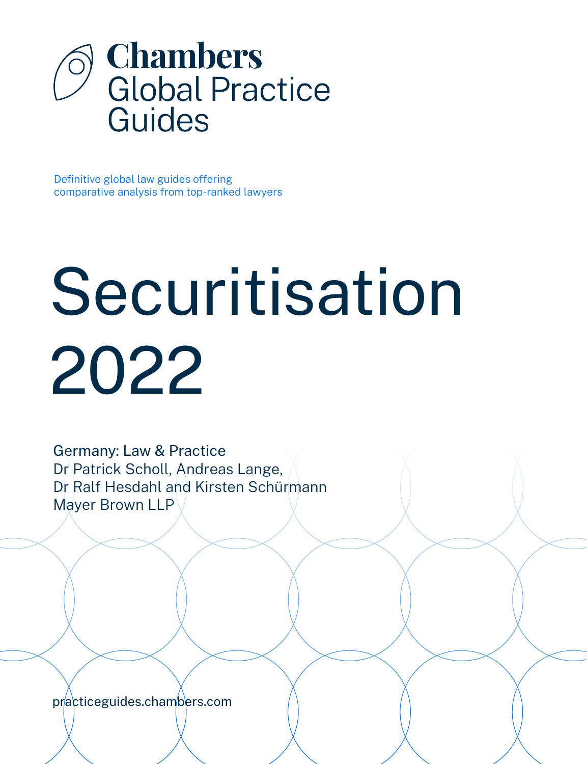# Chambers Global Practice Guides

Definitive global law guides offering comparative analysis from top-ranked lawyers

# Securitisation 2022

Germany: Law & Practice
Dr Patrick Scholl, Andreas Lange, Dr Ralf Hesdahl and Kirsten Schürmann
Mayer Brown LLP

practiceguides.chambers.com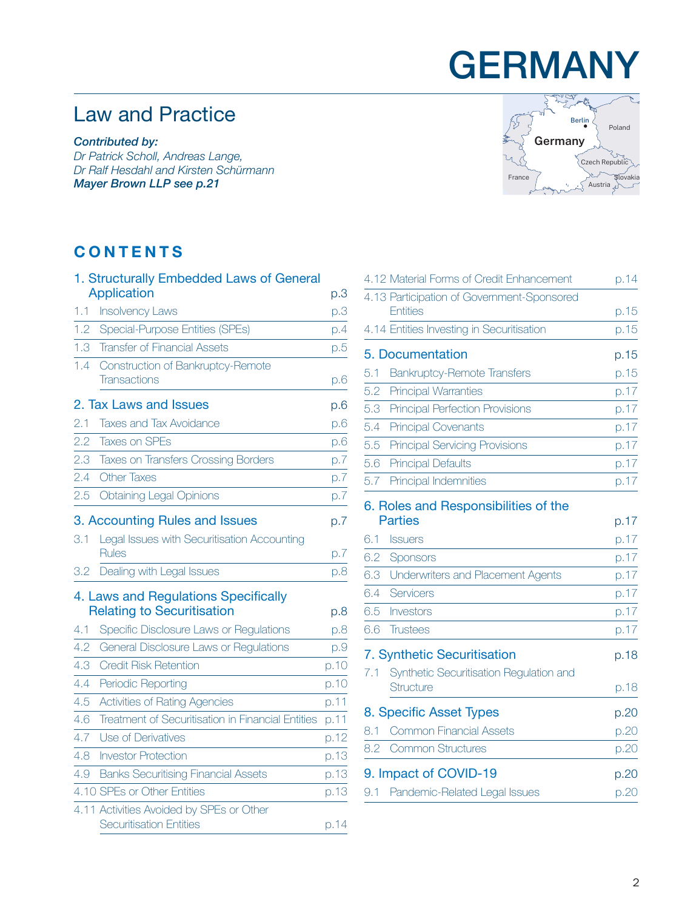# GERMANY

## Law and Practice

***Contributed by:***
*Dr Patrick Scholl, Andreas Lange,*
*Dr Ralf Hesdahl and Kirsten Schürmann*
***Mayer Brown LLP see p.21***

## CONTENTS

| | |
|---|---|
| **1. Structurally Embedded Laws of General Application** | **p.3** |
| 1.1 Insolvency Laws | p.3 |
| 1.2 Special-Purpose Entities (SPEs) | p.4 |
| 1.3 Transfer of Financial Assets | p.5 |
| 1.4 Construction of Bankruptcy-Remote Transactions | p.6 |
| **2. Tax Laws and Issues** | **p.6** |
| 2.1 Taxes and Tax Avoidance | p.6 |
| 2.2 Taxes on SPEs | p.6 |
| 2.3 Taxes on Transfers Crossing Borders | p.7 |
| 2.4 Other Taxes | p.7 |
| 2.5 Obtaining Legal Opinions | p.7 |
| **3. Accounting Rules and Issues** | **p.7** |
| 3.1 Legal Issues with Securitisation Accounting Rules | p.7 |
| 3.2 Dealing with Legal Issues | p.8 |
| **4. Laws and Regulations Specifically Relating to Securitisation** | **p.8** |
| 4.1 Specific Disclosure Laws or Regulations | p.8 |
| 4.2 General Disclosure Laws or Regulations | p.9 |
| 4.3 Credit Risk Retention | p.10 |
| 4.4 Periodic Reporting | p.10 |
| 4.5 Activities of Rating Agencies | p.11 |
| 4.6 Treatment of Securitisation in Financial Entities | p.11 |
| 4.7 Use of Derivatives | p.12 |
| 4.8 Investor Protection | p.13 |
| 4.9 Banks Securitising Financial Assets | p.13 |
| 4.10 SPEs or Other Entities | p.13 |
| 4.11 Activities Avoided by SPEs or Other Securitisation Entities | p.14 |
| 4.12 Material Forms of Credit Enhancement | p.14 |
| 4.13 Participation of Government-Sponsored Entities | p.15 |
| 4.14 Entities Investing in Securitisation | p.15 |
| **5. Documentation** | **p.15** |
| 5.1 Bankruptcy-Remote Transfers | p.15 |
| 5.2 Principal Warranties | p.17 |
| 5.3 Principal Perfection Provisions | p.17 |
| 5.4 Principal Covenants | p.17 |
| 5.5 Principal Servicing Provisions | p.17 |
| 5.6 Principal Defaults | p.17 |
| 5.7 Principal Indemnities | p.17 |
| **6. Roles and Responsibilities of the Parties** | **p.17** |
| 6.1 Issuers | p.17 |
| 6.2 Sponsors | p.17 |
| 6.3 Underwriters and Placement Agents | p.17 |
| 6.4 Servicers | p.17 |
| 6.5 Investors | p.17 |
| 6.6 Trustees | p.17 |
| **7. Synthetic Securitisation** | **p.18** |
| 7.1 Synthetic Securitisation Regulation and Structure | p.18 |
| **8. Specific Asset Types** | **p.20** |
| 8.1 Common Financial Assets | p.20 |
| 8.2 Common Structures | p.20 |
| **9. Impact of COVID-19** | **p.20** |
| 9.1 Pandemic-Related Legal Issues | p.20 |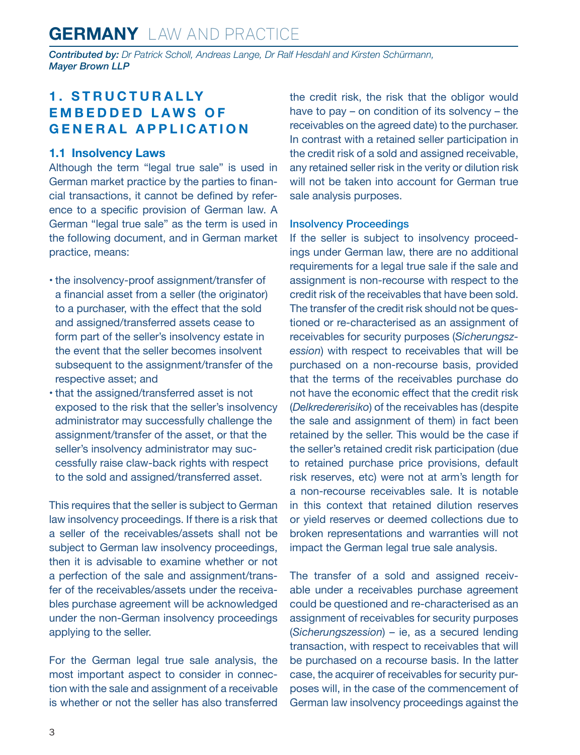## 1. STRUCTURALLY EMBEDDED LAWS OF GENERAL APPLICATION

### 1.1 Insolvency Laws

Although the term "legal true sale" is used in German market practice by the parties to financial transactions, it cannot be defined by reference to a specific provision of German law. A German "legal true sale" as the term is used in the following document, and in German market practice, means:

- the insolvency-proof assignment/transfer of a financial asset from a seller (the originator) to a purchaser, with the effect that the sold and assigned/transferred assets cease to form part of the seller's insolvency estate in the event that the seller becomes insolvent subsequent to the assignment/transfer of the respective asset; and
- that the assigned/transferred asset is not exposed to the risk that the seller's insolvency administrator may successfully challenge the assignment/transfer of the asset, or that the seller's insolvency administrator may successfully raise claw-back rights with respect to the sold and assigned/transferred asset.

This requires that the seller is subject to German law insolvency proceedings. If there is a risk that a seller of the receivables/assets shall not be subject to German law insolvency proceedings, then it is advisable to examine whether or not a perfection of the sale and assignment/transfer of the receivables/assets under the receivables purchase agreement will be acknowledged under the non-German insolvency proceedings applying to the seller.

For the German legal true sale analysis, the most important aspect to consider in connection with the sale and assignment of a receivable is whether or not the seller has also transferred the credit risk, the risk that the obligor would have to pay – on condition of its solvency – the receivables on the agreed date) to the purchaser. In contrast with a retained seller participation in the credit risk of a sold and assigned receivable, any retained seller risk in the verity or dilution risk will not be taken into account for German true sale analysis purposes.

#### Insolvency Proceedings

If the seller is subject to insolvency proceedings under German law, there are no additional requirements for a legal true sale if the sale and assignment is non-recourse with respect to the credit risk of the receivables that have been sold. The transfer of the credit risk should not be questioned or re-characterised as an assignment of receivables for security purposes (*Sicherungszession*) with respect to receivables that will be purchased on a non-recourse basis, provided that the terms of the receivables purchase do not have the economic effect that the credit risk (*Delkredererisiko*) of the receivables has (despite the sale and assignment of them) in fact been retained by the seller. This would be the case if the seller's retained credit risk participation (due to retained purchase price provisions, default risk reserves, etc) were not at arm's length for a non-recourse receivables sale. It is notable in this context that retained dilution reserves or yield reserves or deemed collections due to broken representations and warranties will not impact the German legal true sale analysis.

The transfer of a sold and assigned receivable under a receivables purchase agreement could be questioned and re-characterised as an assignment of receivables for security purposes (*Sicherungszession*) – ie, as a secured lending transaction, with respect to receivables that will be purchased on a recourse basis. In the latter case, the acquirer of receivables for security purposes will, in the case of the commencement of German law insolvency proceedings against the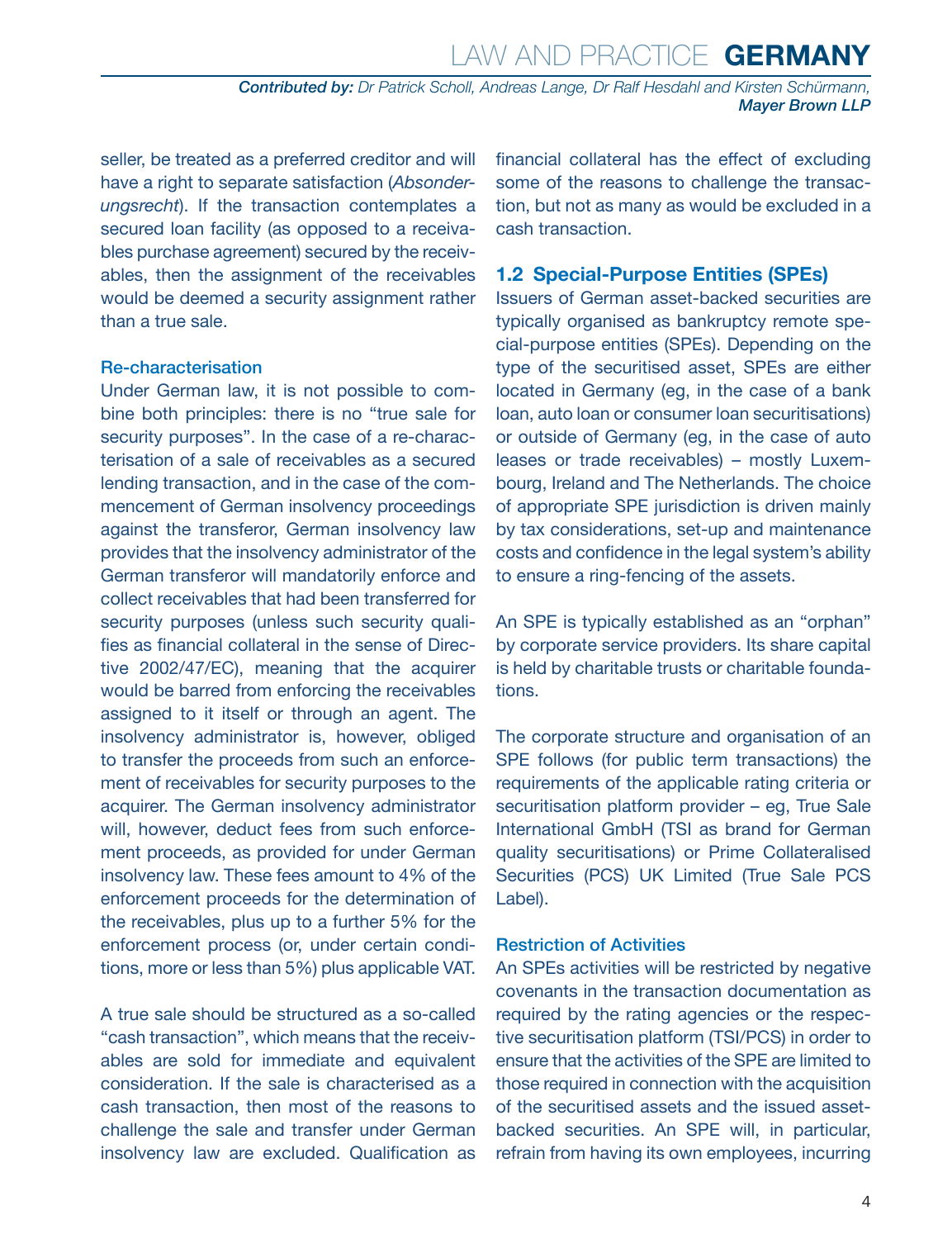seller, be treated as a preferred creditor and will have a right to separate satisfaction (*Absonderungsrecht*). If the transaction contemplates a secured loan facility (as opposed to a receivables purchase agreement) secured by the receivables, then the assignment of the receivables would be deemed a security assignment rather than a true sale.

### Re-characterisation

Under German law, it is not possible to combine both principles: there is no "true sale for security purposes". In the case of a re-characterisation of a sale of receivables as a secured lending transaction, and in the case of the commencement of German insolvency proceedings against the transferor, German insolvency law provides that the insolvency administrator of the German transferor will mandatorily enforce and collect receivables that had been transferred for security purposes (unless such security qualifies as financial collateral in the sense of Directive 2002/47/EC), meaning that the acquirer would be barred from enforcing the receivables assigned to it itself or through an agent. The insolvency administrator is, however, obliged to transfer the proceeds from such an enforcement of receivables for security purposes to the acquirer. The German insolvency administrator will, however, deduct fees from such enforcement proceeds, as provided for under German insolvency law. These fees amount to 4% of the enforcement proceeds for the determination of the receivables, plus up to a further 5% for the enforcement process (or, under certain conditions, more or less than 5%) plus applicable VAT.

A true sale should be structured as a so-called "cash transaction", which means that the receivables are sold for immediate and equivalent consideration. If the sale is characterised as a cash transaction, then most of the reasons to challenge the sale and transfer under German insolvency law are excluded. Qualification as financial collateral has the effect of excluding some of the reasons to challenge the transaction, but not as many as would be excluded in a cash transaction.

## 1.2 Special-Purpose Entities (SPEs)

Issuers of German asset-backed securities are typically organised as bankruptcy remote special-purpose entities (SPEs). Depending on the type of the securitised asset, SPEs are either located in Germany (eg, in the case of a bank loan, auto loan or consumer loan securitisations) or outside of Germany (eg, in the case of auto leases or trade receivables) – mostly Luxembourg, Ireland and The Netherlands. The choice of appropriate SPE jurisdiction is driven mainly by tax considerations, set-up and maintenance costs and confidence in the legal system's ability to ensure a ring-fencing of the assets.

An SPE is typically established as an "orphan" by corporate service providers. Its share capital is held by charitable trusts or charitable foundations.

The corporate structure and organisation of an SPE follows (for public term transactions) the requirements of the applicable rating criteria or securitisation platform provider – eg, True Sale International GmbH (TSI as brand for German quality securitisations) or Prime Collateralised Securities (PCS) UK Limited (True Sale PCS Label).

### Restriction of Activities

An SPEs activities will be restricted by negative covenants in the transaction documentation as required by the rating agencies or the respective securitisation platform (TSI/PCS) in order to ensure that the activities of the SPE are limited to those required in connection with the acquisition of the securitised assets and the issued asset-backed securities. An SPE will, in particular, refrain from having its own employees, incurring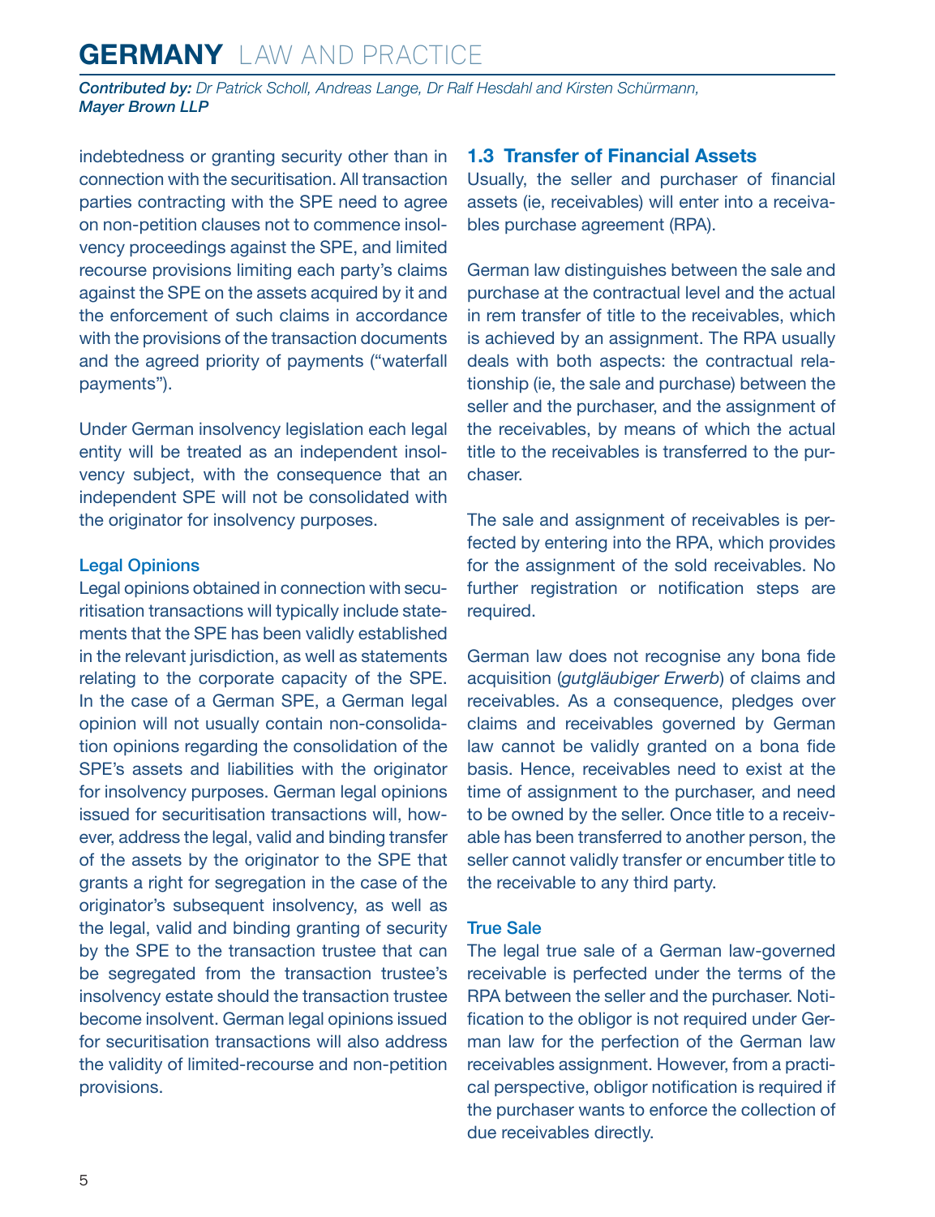indebtedness or granting security other than in connection with the securitisation. All transaction parties contracting with the SPE need to agree on non-petition clauses not to commence insolvency proceedings against the SPE, and limited recourse provisions limiting each party's claims against the SPE on the assets acquired by it and the enforcement of such claims in accordance with the provisions of the transaction documents and the agreed priority of payments ("waterfall payments").

Under German insolvency legislation each legal entity will be treated as an independent insolvency subject, with the consequence that an independent SPE will not be consolidated with the originator for insolvency purposes.

### Legal Opinions

Legal opinions obtained in connection with securitisation transactions will typically include statements that the SPE has been validly established in the relevant jurisdiction, as well as statements relating to the corporate capacity of the SPE. In the case of a German SPE, a German legal opinion will not usually contain non-consolidation opinions regarding the consolidation of the SPE's assets and liabilities with the originator for insolvency purposes. German legal opinions issued for securitisation transactions will, however, address the legal, valid and binding transfer of the assets by the originator to the SPE that grants a right for segregation in the case of the originator's subsequent insolvency, as well as the legal, valid and binding granting of security by the SPE to the transaction trustee that can be segregated from the transaction trustee's insolvency estate should the transaction trustee become insolvent. German legal opinions issued for securitisation transactions will also address the validity of limited-recourse and non-petition provisions.

## 1.3 Transfer of Financial Assets

Usually, the seller and purchaser of financial assets (ie, receivables) will enter into a receivables purchase agreement (RPA).

German law distinguishes between the sale and purchase at the contractual level and the actual in rem transfer of title to the receivables, which is achieved by an assignment. The RPA usually deals with both aspects: the contractual relationship (ie, the sale and purchase) between the seller and the purchaser, and the assignment of the receivables, by means of which the actual title to the receivables is transferred to the purchaser.

The sale and assignment of receivables is perfected by entering into the RPA, which provides for the assignment of the sold receivables. No further registration or notification steps are required.

German law does not recognise any bona fide acquisition (*gutgläubiger Erwerb*) of claims and receivables. As a consequence, pledges over claims and receivables governed by German law cannot be validly granted on a bona fide basis. Hence, receivables need to exist at the time of assignment to the purchaser, and need to be owned by the seller. Once title to a receivable has been transferred to another person, the seller cannot validly transfer or encumber title to the receivable to any third party.

### True Sale

The legal true sale of a German law-governed receivable is perfected under the terms of the RPA between the seller and the purchaser. Notification to the obligor is not required under German law for the perfection of the German law receivables assignment. However, from a practical perspective, obligor notification is required if the purchaser wants to enforce the collection of due receivables directly.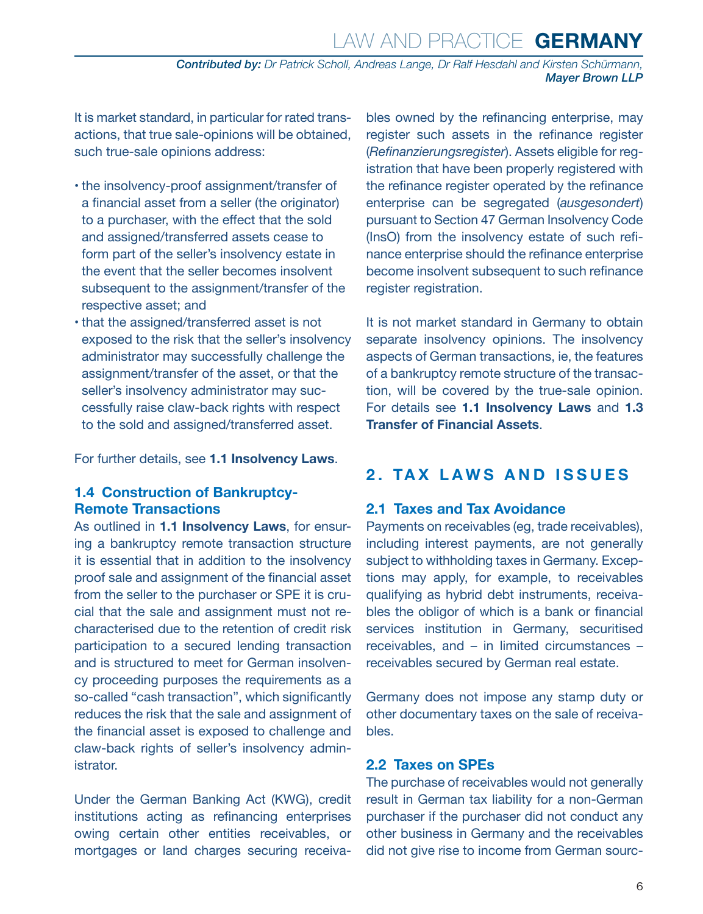It is market standard, in particular for rated transactions, that true sale-opinions will be obtained, such true-sale opinions address:

- the insolvency-proof assignment/transfer of a financial asset from a seller (the originator) to a purchaser, with the effect that the sold and assigned/transferred assets cease to form part of the seller's insolvency estate in the event that the seller becomes insolvent subsequent to the assignment/transfer of the respective asset; and
- that the assigned/transferred asset is not exposed to the risk that the seller's insolvency administrator may successfully challenge the assignment/transfer of the asset, or that the seller's insolvency administrator may successfully raise claw-back rights with respect to the sold and assigned/transferred asset.

For further details, see **1.1 Insolvency Laws**.

### 1.4 Construction of Bankruptcy-Remote Transactions

As outlined in **1.1 Insolvency Laws**, for ensuring a bankruptcy remote transaction structure it is essential that in addition to the insolvency proof sale and assignment of the financial asset from the seller to the purchaser or SPE it is crucial that the sale and assignment must not recharacterised due to the retention of credit risk participation to a secured lending transaction and is structured to meet for German insolvency proceeding purposes the requirements as a so-called "cash transaction", which significantly reduces the risk that the sale and assignment of the financial asset is exposed to challenge and claw-back rights of seller's insolvency administrator.

Under the German Banking Act (KWG), credit institutions acting as refinancing enterprises owing certain other entities receivables, or mortgages or land charges securing receivables owned by the refinancing enterprise, may register such assets in the refinance register (*Refinanzierungsregister*). Assets eligible for registration that have been properly registered with the refinance register operated by the refinance enterprise can be segregated (*ausgesondert*) pursuant to Section 47 German Insolvency Code (InsO) from the insolvency estate of such refinance enterprise should the refinance enterprise become insolvent subsequent to such refinance register registration.

It is not market standard in Germany to obtain separate insolvency opinions. The insolvency aspects of German transactions, ie, the features of a bankruptcy remote structure of the transaction, will be covered by the true-sale opinion. For details see **1.1 Insolvency Laws** and **1.3 Transfer of Financial Assets**.

## 2. TAX LAWS AND ISSUES

### 2.1 Taxes and Tax Avoidance

Payments on receivables (eg, trade receivables), including interest payments, are not generally subject to withholding taxes in Germany. Exceptions may apply, for example, to receivables qualifying as hybrid debt instruments, receivables the obligor of which is a bank or financial services institution in Germany, securitised receivables, and – in limited circumstances – receivables secured by German real estate.

Germany does not impose any stamp duty or other documentary taxes on the sale of receivables.

### 2.2 Taxes on SPEs

The purchase of receivables would not generally result in German tax liability for a non-German purchaser if the purchaser did not conduct any other business in Germany and the receivables did not give rise to income from German sourc-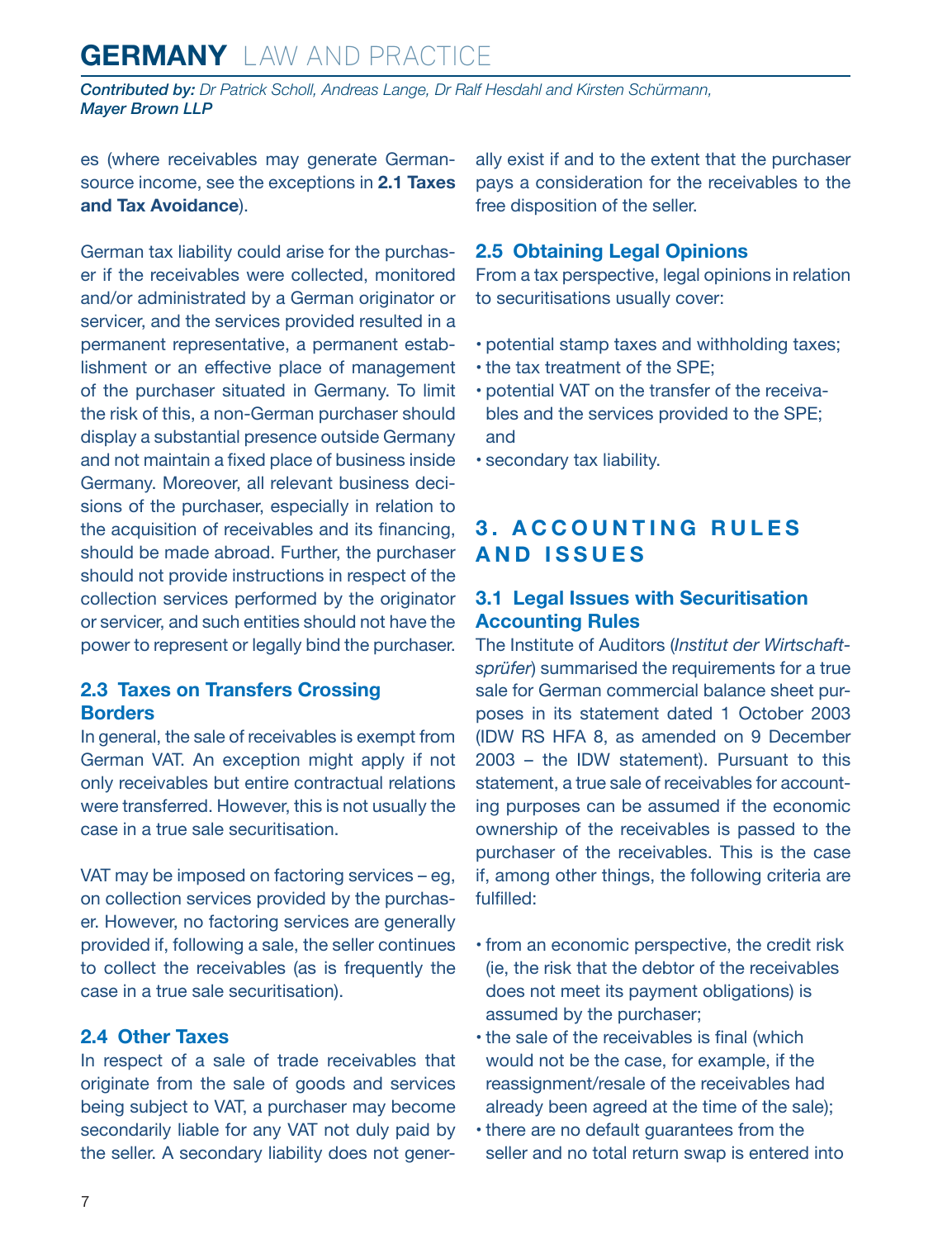es (where receivables may generate German-source income, see the exceptions in **2.1 Taxes and Tax Avoidance**).

German tax liability could arise for the purchaser if the receivables were collected, monitored and/or administrated by a German originator or servicer, and the services provided resulted in a permanent representative, a permanent establishment or an effective place of management of the purchaser situated in Germany. To limit the risk of this, a non-German purchaser should display a substantial presence outside Germany and not maintain a fixed place of business inside Germany. Moreover, all relevant business decisions of the purchaser, especially in relation to the acquisition of receivables and its financing, should be made abroad. Further, the purchaser should not provide instructions in respect of the collection services performed by the originator or servicer, and such entities should not have the power to represent or legally bind the purchaser.

### 2.3 Taxes on Transfers Crossing Borders

In general, the sale of receivables is exempt from German VAT. An exception might apply if not only receivables but entire contractual relations were transferred. However, this is not usually the case in a true sale securitisation.

VAT may be imposed on factoring services – eg, on collection services provided by the purchaser. However, no factoring services are generally provided if, following a sale, the seller continues to collect the receivables (as is frequently the case in a true sale securitisation).

### 2.4 Other Taxes

In respect of a sale of trade receivables that originate from the sale of goods and services being subject to VAT, a purchaser may become secondarily liable for any VAT not duly paid by the seller. A secondary liability does not generally exist if and to the extent that the purchaser pays a consideration for the receivables to the free disposition of the seller.

### 2.5 Obtaining Legal Opinions

From a tax perspective, legal opinions in relation to securitisations usually cover:

- potential stamp taxes and withholding taxes;
- the tax treatment of the SPE;
- potential VAT on the transfer of the receivables and the services provided to the SPE; and
- secondary tax liability.

## 3. ACCOUNTING RULES AND ISSUES

### 3.1 Legal Issues with Securitisation Accounting Rules

The Institute of Auditors (*Institut der Wirtschaftsprüfer*) summarised the requirements for a true sale for German commercial balance sheet purposes in its statement dated 1 October 2003 (IDW RS HFA 8, as amended on 9 December 2003 – the IDW statement). Pursuant to this statement, a true sale of receivables for accounting purposes can be assumed if the economic ownership of the receivables is passed to the purchaser of the receivables. This is the case if, among other things, the following criteria are fulfilled:

- from an economic perspective, the credit risk (ie, the risk that the debtor of the receivables does not meet its payment obligations) is assumed by the purchaser;
- the sale of the receivables is final (which would not be the case, for example, if the reassignment/resale of the receivables had already been agreed at the time of the sale);
- there are no default guarantees from the seller and no total return swap is entered into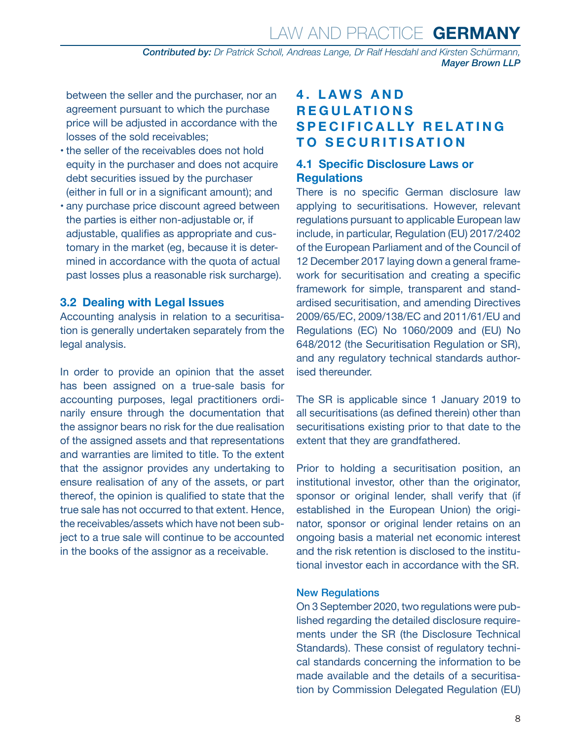between the seller and the purchaser, nor an agreement pursuant to which the purchase price will be adjusted in accordance with the losses of the sold receivables;

- the seller of the receivables does not hold equity in the purchaser and does not acquire debt securities issued by the purchaser (either in full or in a significant amount); and
- any purchase price discount agreed between the parties is either non-adjustable or, if adjustable, qualifies as appropriate and customary in the market (eg, because it is determined in accordance with the quota of actual past losses plus a reasonable risk surcharge).

### 3.2 Dealing with Legal Issues

Accounting analysis in relation to a securitisation is generally undertaken separately from the legal analysis.

In order to provide an opinion that the asset has been assigned on a true-sale basis for accounting purposes, legal practitioners ordinarily ensure through the documentation that the assignor bears no risk for the due realisation of the assigned assets and that representations and warranties are limited to title. To the extent that the assignor provides any undertaking to ensure realisation of any of the assets, or part thereof, the opinion is qualified to state that the true sale has not occurred to that extent. Hence, the receivables/assets which have not been subject to a true sale will continue to be accounted in the books of the assignor as a receivable.

## 4. LAWS AND REGULATIONS SPECIFICALLY RELATING TO SECURITISATION

### 4.1 Specific Disclosure Laws or Regulations

There is no specific German disclosure law applying to securitisations. However, relevant regulations pursuant to applicable European law include, in particular, Regulation (EU) 2017/2402 of the European Parliament and of the Council of 12 December 2017 laying down a general framework for securitisation and creating a specific framework for simple, transparent and standardised securitisation, and amending Directives 2009/65/EC, 2009/138/EC and 2011/61/EU and Regulations (EC) No 1060/2009 and (EU) No 648/2012 (the Securitisation Regulation or SR), and any regulatory technical standards authorised thereunder.

The SR is applicable since 1 January 2019 to all securitisations (as defined therein) other than securitisations existing prior to that date to the extent that they are grandfathered.

Prior to holding a securitisation position, an institutional investor, other than the originator, sponsor or original lender, shall verify that (if established in the European Union) the originator, sponsor or original lender retains on an ongoing basis a material net economic interest and the risk retention is disclosed to the institutional investor each in accordance with the SR.

#### New Regulations

On 3 September 2020, two regulations were published regarding the detailed disclosure requirements under the SR (the Disclosure Technical Standards). These consist of regulatory technical standards concerning the information to be made available and the details of a securitisation by Commission Delegated Regulation (EU)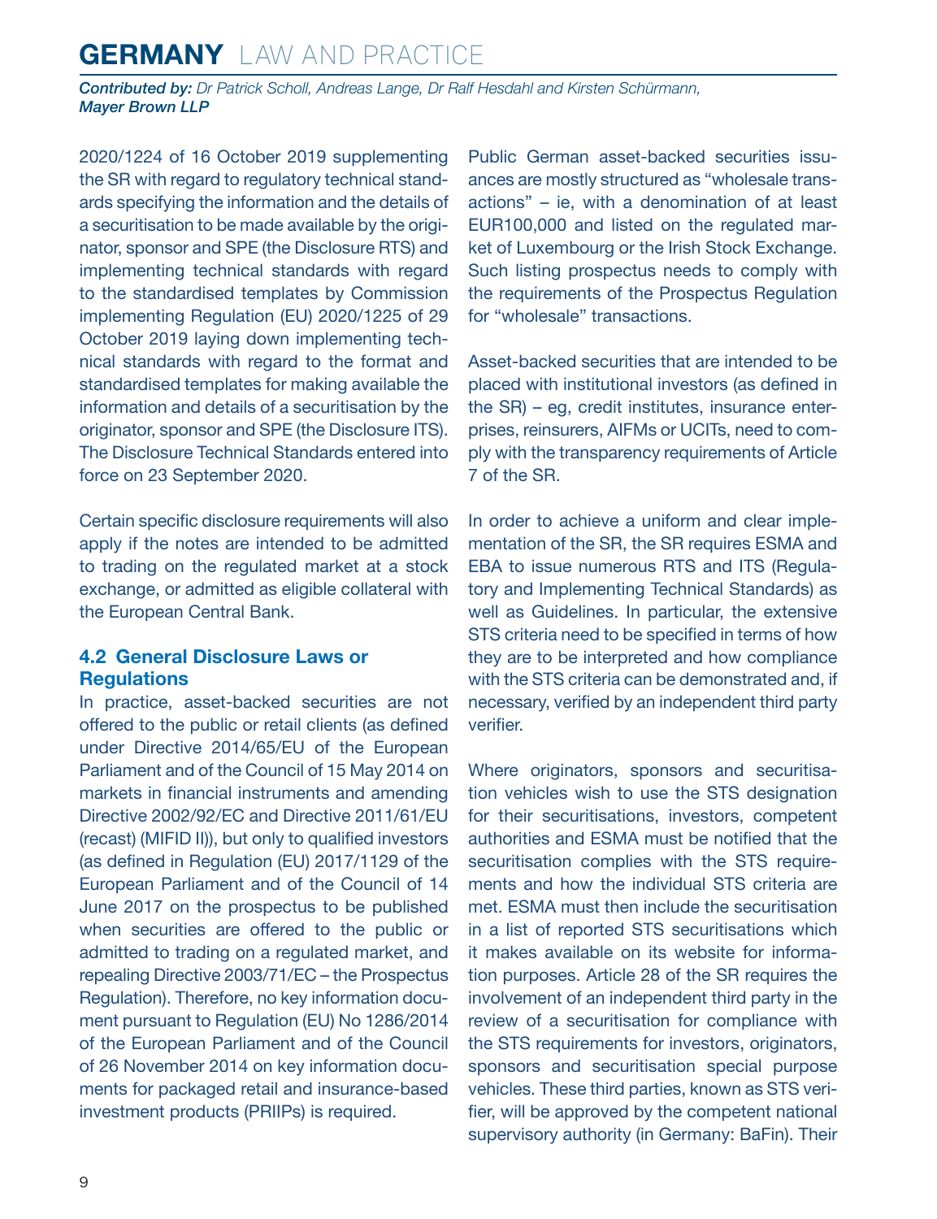2020/1224 of 16 October 2019 supplementing the SR with regard to regulatory technical standards specifying the information and the details of a securitisation to be made available by the originator, sponsor and SPE (the Disclosure RTS) and implementing technical standards with regard to the standardised templates by Commission implementing Regulation (EU) 2020/1225 of 29 October 2019 laying down implementing technical standards with regard to the format and standardised templates for making available the information and details of a securitisation by the originator, sponsor and SPE (the Disclosure ITS). The Disclosure Technical Standards entered into force on 23 September 2020.

Certain specific disclosure requirements will also apply if the notes are intended to be admitted to trading on the regulated market at a stock exchange, or admitted as eligible collateral with the European Central Bank.

### 4.2 General Disclosure Laws or Regulations

In practice, asset-backed securities are not offered to the public or retail clients (as defined under Directive 2014/65/EU of the European Parliament and of the Council of 15 May 2014 on markets in financial instruments and amending Directive 2002/92/EC and Directive 2011/61/EU (recast) (MIFID II)), but only to qualified investors (as defined in Regulation (EU) 2017/1129 of the European Parliament and of the Council of 14 June 2017 on the prospectus to be published when securities are offered to the public or admitted to trading on a regulated market, and repealing Directive 2003/71/EC – the Prospectus Regulation). Therefore, no key information document pursuant to Regulation (EU) No 1286/2014 of the European Parliament and of the Council of 26 November 2014 on key information documents for packaged retail and insurance-based investment products (PRIIPs) is required.

Public German asset-backed securities issuances are mostly structured as "wholesale transactions" – ie, with a denomination of at least EUR100,000 and listed on the regulated market of Luxembourg or the Irish Stock Exchange. Such listing prospectus needs to comply with the requirements of the Prospectus Regulation for "wholesale" transactions.

Asset-backed securities that are intended to be placed with institutional investors (as defined in the SR) – eg, credit institutes, insurance enterprises, reinsurers, AIFMs or UCITs, need to comply with the transparency requirements of Article 7 of the SR.

In order to achieve a uniform and clear implementation of the SR, the SR requires ESMA and EBA to issue numerous RTS and ITS (Regulatory and Implementing Technical Standards) as well as Guidelines. In particular, the extensive STS criteria need to be specified in terms of how they are to be interpreted and how compliance with the STS criteria can be demonstrated and, if necessary, verified by an independent third party verifier.

Where originators, sponsors and securitisation vehicles wish to use the STS designation for their securitisations, investors, competent authorities and ESMA must be notified that the securitisation complies with the STS requirements and how the individual STS criteria are met. ESMA must then include the securitisation in a list of reported STS securitisations which it makes available on its website for information purposes. Article 28 of the SR requires the involvement of an independent third party in the review of a securitisation for compliance with the STS requirements for investors, originators, sponsors and securitisation special purpose vehicles. These third parties, known as STS verifier, will be approved by the competent national supervisory authority (in Germany: BaFin). Their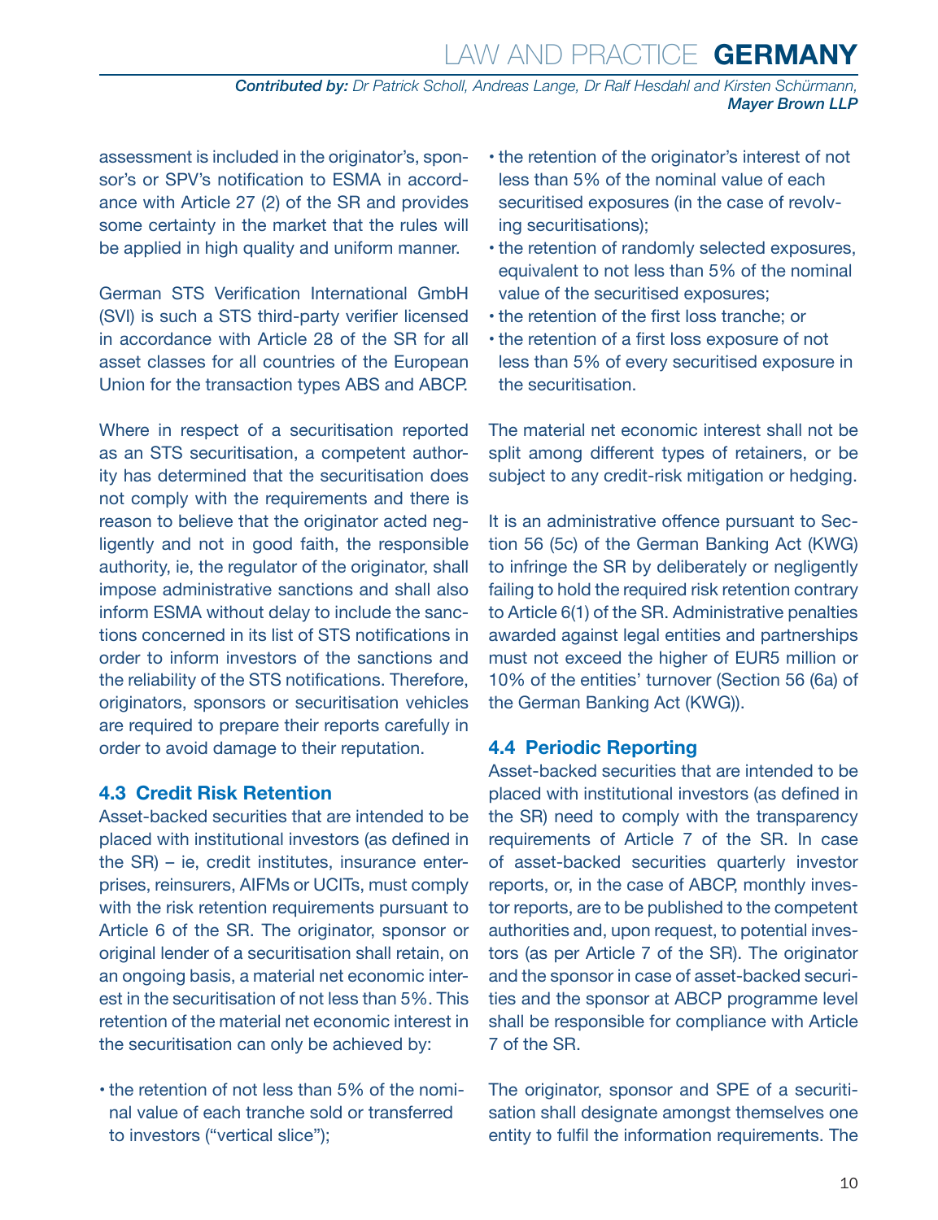assessment is included in the originator's, sponsor's or SPV's notification to ESMA in accordance with Article 27 (2) of the SR and provides some certainty in the market that the rules will be applied in high quality and uniform manner.

German STS Verification International GmbH (SVI) is such a STS third-party verifier licensed in accordance with Article 28 of the SR for all asset classes for all countries of the European Union for the transaction types ABS and ABCP.

Where in respect of a securitisation reported as an STS securitisation, a competent authority has determined that the securitisation does not comply with the requirements and there is reason to believe that the originator acted negligently and not in good faith, the responsible authority, ie, the regulator of the originator, shall impose administrative sanctions and shall also inform ESMA without delay to include the sanctions concerned in its list of STS notifications in order to inform investors of the sanctions and the reliability of the STS notifications. Therefore, originators, sponsors or securitisation vehicles are required to prepare their reports carefully in order to avoid damage to their reputation.

### 4.3 Credit Risk Retention

Asset-backed securities that are intended to be placed with institutional investors (as defined in the SR) – ie, credit institutes, insurance enterprises, reinsurers, AIFMs or UCITs, must comply with the risk retention requirements pursuant to Article 6 of the SR. The originator, sponsor or original lender of a securitisation shall retain, on an ongoing basis, a material net economic interest in the securitisation of not less than 5%. This retention of the material net economic interest in the securitisation can only be achieved by:

- the retention of not less than 5% of the nominal value of each tranche sold or transferred to investors ("vertical slice");
- the retention of the originator's interest of not less than 5% of the nominal value of each securitised exposures (in the case of revolving securitisations);
- the retention of randomly selected exposures, equivalent to not less than 5% of the nominal value of the securitised exposures;
- the retention of the first loss tranche; or
- the retention of a first loss exposure of not less than 5% of every securitised exposure in the securitisation.

The material net economic interest shall not be split among different types of retainers, or be subject to any credit-risk mitigation or hedging.

It is an administrative offence pursuant to Section 56 (5c) of the German Banking Act (KWG) to infringe the SR by deliberately or negligently failing to hold the required risk retention contrary to Article 6(1) of the SR. Administrative penalties awarded against legal entities and partnerships must not exceed the higher of EUR5 million or 10% of the entities' turnover (Section 56 (6a) of the German Banking Act (KWG)).

### 4.4 Periodic Reporting

Asset-backed securities that are intended to be placed with institutional investors (as defined in the SR) need to comply with the transparency requirements of Article 7 of the SR. In case of asset-backed securities quarterly investor reports, or, in the case of ABCP, monthly investor reports, are to be published to the competent authorities and, upon request, to potential investors (as per Article 7 of the SR). The originator and the sponsor in case of asset-backed securities and the sponsor at ABCP programme level shall be responsible for compliance with Article 7 of the SR.

The originator, sponsor and SPE of a securitisation shall designate amongst themselves one entity to fulfil the information requirements. The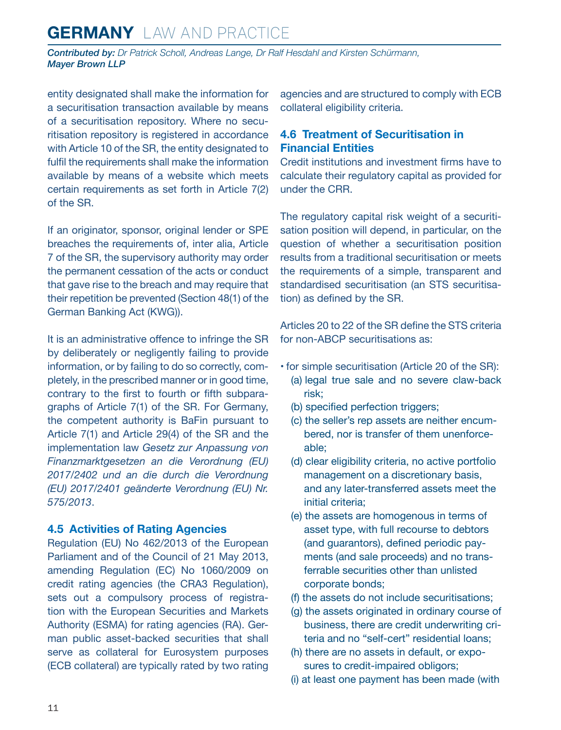entity designated shall make the information for a securitisation transaction available by means of a securitisation repository. Where no securitisation repository is registered in accordance with Article 10 of the SR, the entity designated to fulfil the requirements shall make the information available by means of a website which meets certain requirements as set forth in Article 7(2) of the SR.

If an originator, sponsor, original lender or SPE breaches the requirements of, inter alia, Article 7 of the SR, the supervisory authority may order the permanent cessation of the acts or conduct that gave rise to the breach and may require that their repetition be prevented (Section 48(1) of the German Banking Act (KWG)).

It is an administrative offence to infringe the SR by deliberately or negligently failing to provide information, or by failing to do so correctly, completely, in the prescribed manner or in good time, contrary to the first to fourth or fifth subparagraphs of Article 7(1) of the SR. For Germany, the competent authority is BaFin pursuant to Article 7(1) and Article 29(4) of the SR and the implementation law *Gesetz zur Anpassung von Finanzmarktgesetzen an die Verordnung (EU) 2017/2402 und an die durch die Verordnung (EU) 2017/2401 geänderte Verordnung (EU) Nr. 575/2013*.

## 4.5 Activities of Rating Agencies

Regulation (EU) No 462/2013 of the European Parliament and of the Council of 21 May 2013, amending Regulation (EC) No 1060/2009 on credit rating agencies (the CRA3 Regulation), sets out a compulsory process of registration with the European Securities and Markets Authority (ESMA) for rating agencies (RA). German public asset-backed securities that shall serve as collateral for Eurosystem purposes (ECB collateral) are typically rated by two rating agencies and are structured to comply with ECB collateral eligibility criteria.

## 4.6 Treatment of Securitisation in Financial Entities

Credit institutions and investment firms have to calculate their regulatory capital as provided for under the CRR.

The regulatory capital risk weight of a securitisation position will depend, in particular, on the question of whether a securitisation position results from a traditional securitisation or meets the requirements of a simple, transparent and standardised securitisation (an STS securitisation) as defined by the SR.

Articles 20 to 22 of the SR define the STS criteria for non-ABCP securitisations as:

- for simple securitisation (Article 20 of the SR):
  - (a) legal true sale and no severe claw-back risk;
  - (b) specified perfection triggers;
  - (c) the seller's rep assets are neither encumbered, nor is transfer of them unenforceable;
  - (d) clear eligibility criteria, no active portfolio management on a discretionary basis, and any later-transferred assets meet the initial criteria;
  - (e) the assets are homogenous in terms of asset type, with full recourse to debtors (and guarantors), defined periodic payments (and sale proceeds) and no transferrable securities other than unlisted corporate bonds;
  - (f) the assets do not include securitisations;
  - (g) the assets originated in ordinary course of business, there are credit underwriting criteria and no "self-cert" residential loans;
  - (h) there are no assets in default, or exposures to credit-impaired obligors;
  - (i) at least one payment has been made (with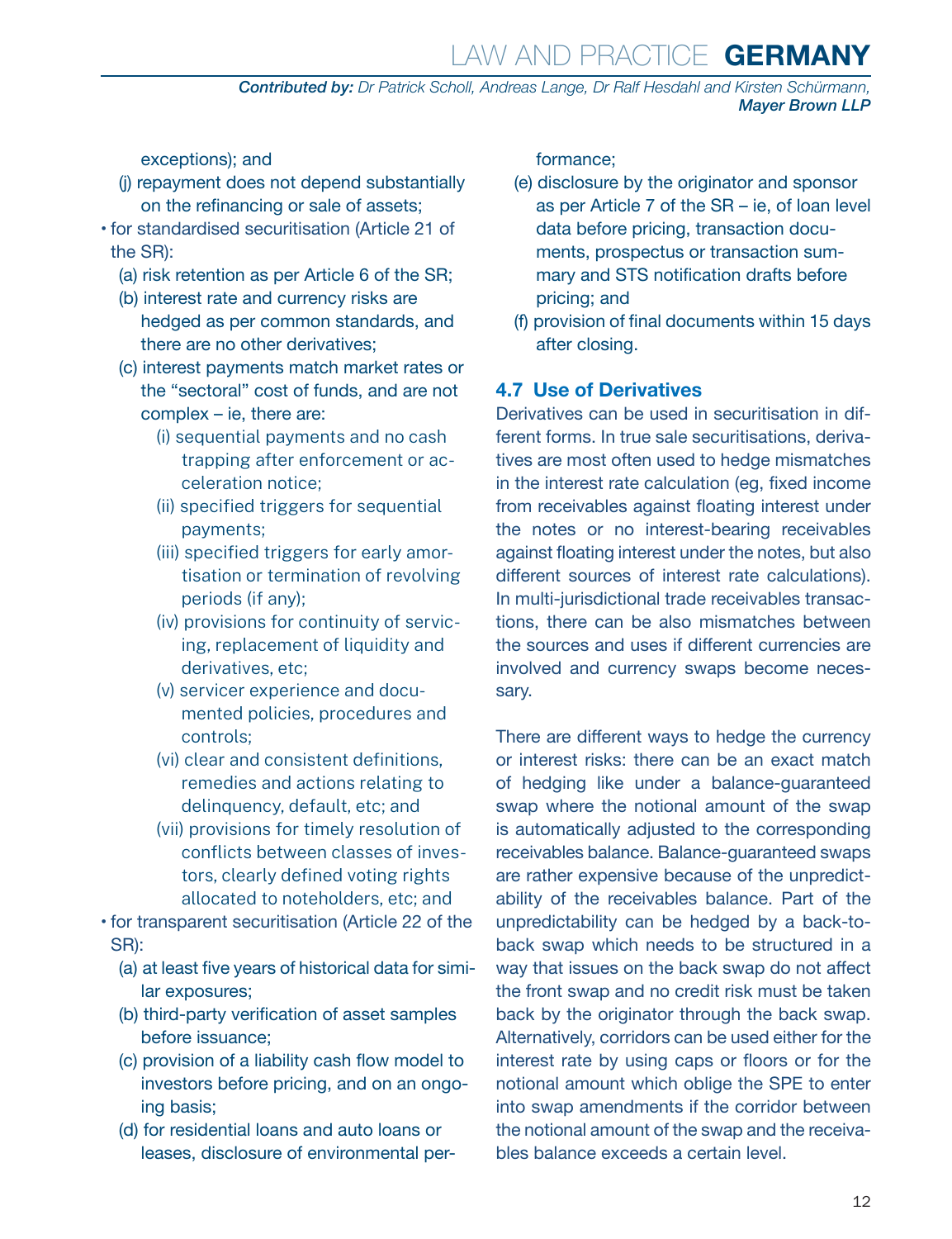exceptions); and

  (j) repayment does not depend substantially on the refinancing or sale of assets;

- for standardised securitisation (Article 21 of the SR):
  - (a) risk retention as per Article 6 of the SR;
  - (b) interest rate and currency risks are hedged as per common standards, and there are no other derivatives;
  - (c) interest payments match market rates or the "sectoral" cost of funds, and are not complex – ie, there are:
    - (i) sequential payments and no cash trapping after enforcement or acceleration notice;
    - (ii) specified triggers for sequential payments;
    - (iii) specified triggers for early amortisation or termination of revolving periods (if any);
    - (iv) provisions for continuity of servicing, replacement of liquidity and derivatives, etc;
    - (v) servicer experience and documented policies, procedures and controls;
    - (vi) clear and consistent definitions, remedies and actions relating to delinquency, default, etc; and
    - (vii) provisions for timely resolution of conflicts between classes of investors, clearly defined voting rights allocated to noteholders, etc; and
- for transparent securitisation (Article 22 of the SR):
  - (a) at least five years of historical data for similar exposures;
  - (b) third-party verification of asset samples before issuance;
  - (c) provision of a liability cash flow model to investors before pricing, and on an ongoing basis;
  - (d) for residential loans and auto loans or leases, disclosure of environmental performance;
  - (e) disclosure by the originator and sponsor as per Article 7 of the SR – ie, of loan level data before pricing, transaction documents, prospectus or transaction summary and STS notification drafts before pricing; and
  - (f) provision of final documents within 15 days after closing.

## 4.7 Use of Derivatives

Derivatives can be used in securitisation in different forms. In true sale securitisations, derivatives are most often used to hedge mismatches in the interest rate calculation (eg, fixed income from receivables against floating interest under the notes or no interest-bearing receivables against floating interest under the notes, but also different sources of interest rate calculations). In multi-jurisdictional trade receivables transactions, there can be also mismatches between the sources and uses if different currencies are involved and currency swaps become necessary.

There are different ways to hedge the currency or interest risks: there can be an exact match of hedging like under a balance-guaranteed swap where the notional amount of the swap is automatically adjusted to the corresponding receivables balance. Balance-guaranteed swaps are rather expensive because of the unpredictability of the receivables balance. Part of the unpredictability can be hedged by a back-to-back swap which needs to be structured in a way that issues on the back swap do not affect the front swap and no credit risk must be taken back by the originator through the back swap. Alternatively, corridors can be used either for the interest rate by using caps or floors or for the notional amount which oblige the SPE to enter into swap amendments if the corridor between the notional amount of the swap and the receivables balance exceeds a certain level.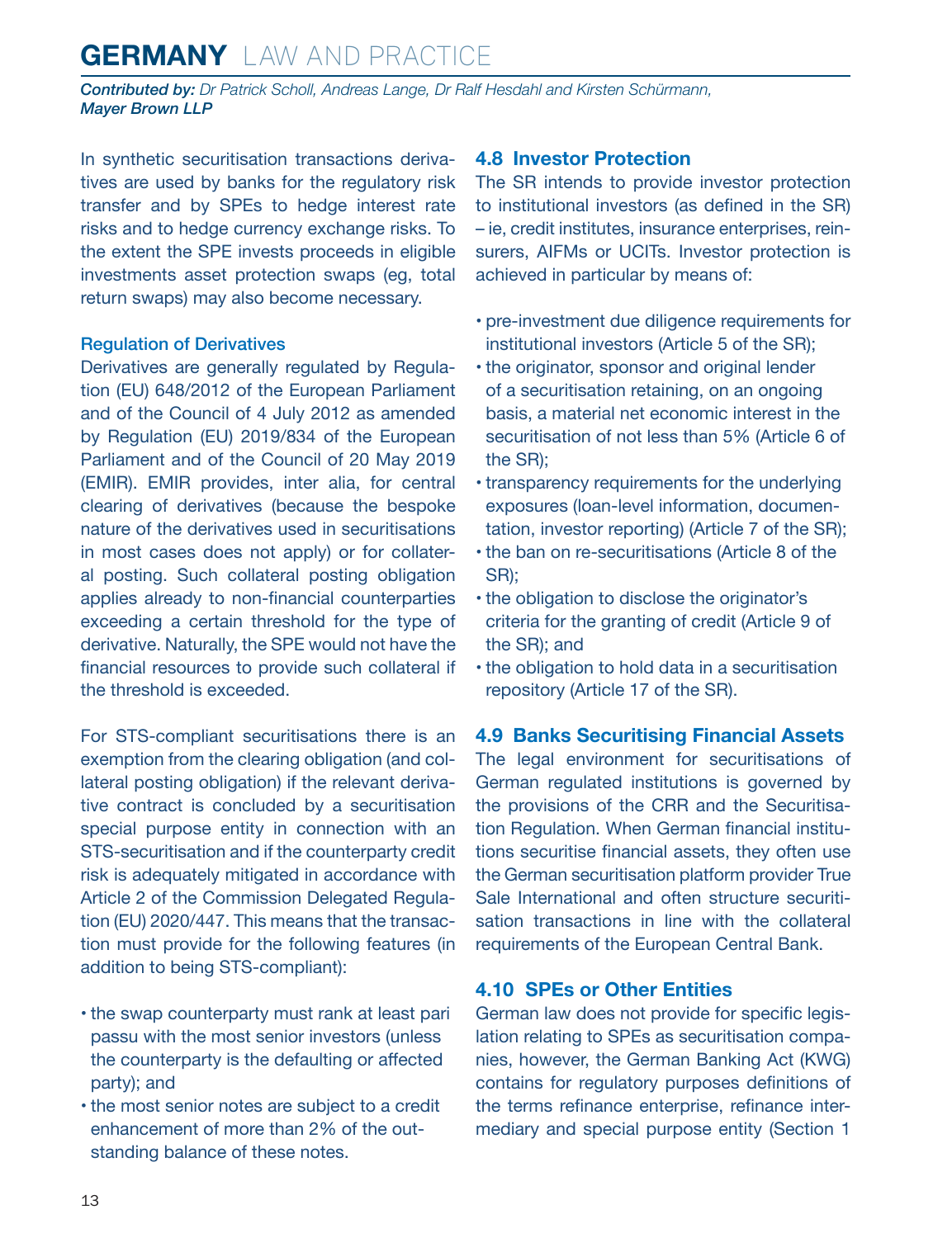In synthetic securitisation transactions derivatives are used by banks for the regulatory risk transfer and by SPEs to hedge interest rate risks and to hedge currency exchange risks. To the extent the SPE invests proceeds in eligible investments asset protection swaps (eg, total return swaps) may also become necessary.

### Regulation of Derivatives

Derivatives are generally regulated by Regulation (EU) 648/2012 of the European Parliament and of the Council of 4 July 2012 as amended by Regulation (EU) 2019/834 of the European Parliament and of the Council of 20 May 2019 (EMIR). EMIR provides, inter alia, for central clearing of derivatives (because the bespoke nature of the derivatives used in securitisations in most cases does not apply) or for collateral posting. Such collateral posting obligation applies already to non-financial counterparties exceeding a certain threshold for the type of derivative. Naturally, the SPE would not have the financial resources to provide such collateral if the threshold is exceeded.

For STS-compliant securitisations there is an exemption from the clearing obligation (and collateral posting obligation) if the relevant derivative contract is concluded by a securitisation special purpose entity in connection with an STS-securitisation and if the counterparty credit risk is adequately mitigated in accordance with Article 2 of the Commission Delegated Regulation (EU) 2020/447. This means that the transaction must provide for the following features (in addition to being STS-compliant):

- the swap counterparty must rank at least pari passu with the most senior investors (unless the counterparty is the defaulting or affected party); and
- the most senior notes are subject to a credit enhancement of more than 2% of the outstanding balance of these notes.

## 4.8 Investor Protection

The SR intends to provide investor protection to institutional investors (as defined in the SR) – ie, credit institutes, insurance enterprises, reinsurers, AIFMs or UCITs. Investor protection is achieved in particular by means of:

- pre-investment due diligence requirements for institutional investors (Article 5 of the SR);
- the originator, sponsor and original lender of a securitisation retaining, on an ongoing basis, a material net economic interest in the securitisation of not less than 5% (Article 6 of the SR);
- transparency requirements for the underlying exposures (loan-level information, documentation, investor reporting) (Article 7 of the SR);
- the ban on re-securitisations (Article 8 of the SR);
- the obligation to disclose the originator's criteria for the granting of credit (Article 9 of the SR); and
- the obligation to hold data in a securitisation repository (Article 17 of the SR).

## 4.9 Banks Securitising Financial Assets

The legal environment for securitisations of German regulated institutions is governed by the provisions of the CRR and the Securitisation Regulation. When German financial institutions securitise financial assets, they often use the German securitisation platform provider True Sale International and often structure securitisation transactions in line with the collateral requirements of the European Central Bank.

## 4.10 SPEs or Other Entities

German law does not provide for specific legislation relating to SPEs as securitisation companies, however, the German Banking Act (KWG) contains for regulatory purposes definitions of the terms refinance enterprise, refinance intermediary and special purpose entity (Section 1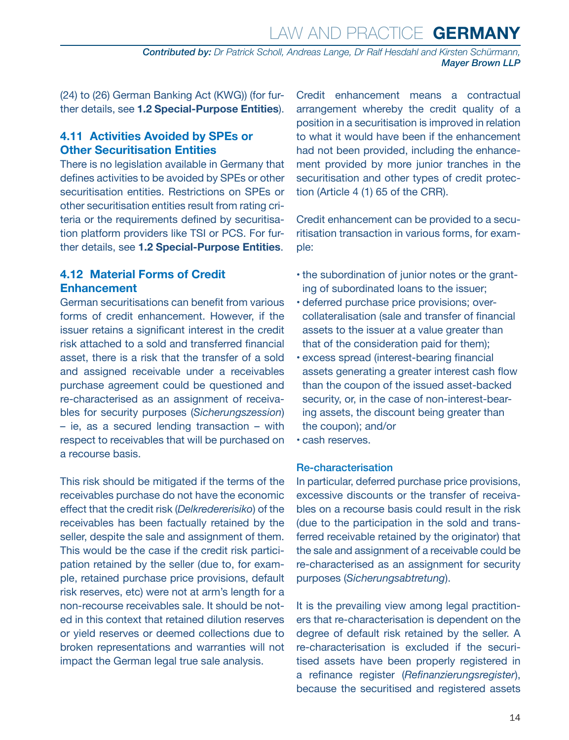(24) to (26) German Banking Act (KWG)) (for further details, see **1.2 Special-Purpose Entities**).

## 4.11 Activities Avoided by SPEs or Other Securitisation Entities

There is no legislation available in Germany that defines activities to be avoided by SPEs or other securitisation entities. Restrictions on SPEs or other securitisation entities result from rating criteria or the requirements defined by securitisation platform providers like TSI or PCS. For further details, see **1.2 Special-Purpose Entities**.

## 4.12 Material Forms of Credit Enhancement

German securitisations can benefit from various forms of credit enhancement. However, if the issuer retains a significant interest in the credit risk attached to a sold and transferred financial asset, there is a risk that the transfer of a sold and assigned receivable under a receivables purchase agreement could be questioned and re-characterised as an assignment of receivables for security purposes (*Sicherungszession*) – ie, as a secured lending transaction – with respect to receivables that will be purchased on a recourse basis.

This risk should be mitigated if the terms of the receivables purchase do not have the economic effect that the credit risk (*Delkredererisiko*) of the receivables has been factually retained by the seller, despite the sale and assignment of them. This would be the case if the credit risk participation retained by the seller (due to, for example, retained purchase price provisions, default risk reserves, etc) were not at arm's length for a non-recourse receivables sale. It should be noted in this context that retained dilution reserves or yield reserves or deemed collections due to broken representations and warranties will not impact the German legal true sale analysis.

Credit enhancement means a contractual arrangement whereby the credit quality of a position in a securitisation is improved in relation to what it would have been if the enhancement had not been provided, including the enhancement provided by more junior tranches in the securitisation and other types of credit protection (Article 4 (1) 65 of the CRR).

Credit enhancement can be provided to a securitisation transaction in various forms, for example:

- the subordination of junior notes or the granting of subordinated loans to the issuer;
- deferred purchase price provisions; over-collateralisation (sale and transfer of financial assets to the issuer at a value greater than that of the consideration paid for them);
- excess spread (interest-bearing financial assets generating a greater interest cash flow than the coupon of the issued asset-backed security, or, in the case of non-interest-bearing assets, the discount being greater than the coupon); and/or
- cash reserves.

### Re-characterisation

In particular, deferred purchase price provisions, excessive discounts or the transfer of receivables on a recourse basis could result in the risk (due to the participation in the sold and transferred receivable retained by the originator) that the sale and assignment of a receivable could be re-characterised as an assignment for security purposes (*Sicherungsabtretung*).

It is the prevailing view among legal practitioners that re-characterisation is dependent on the degree of default risk retained by the seller. A re-characterisation is excluded if the securitised assets have been properly registered in a refinance register (*Refinanzierungsregister*), because the securitised and registered assets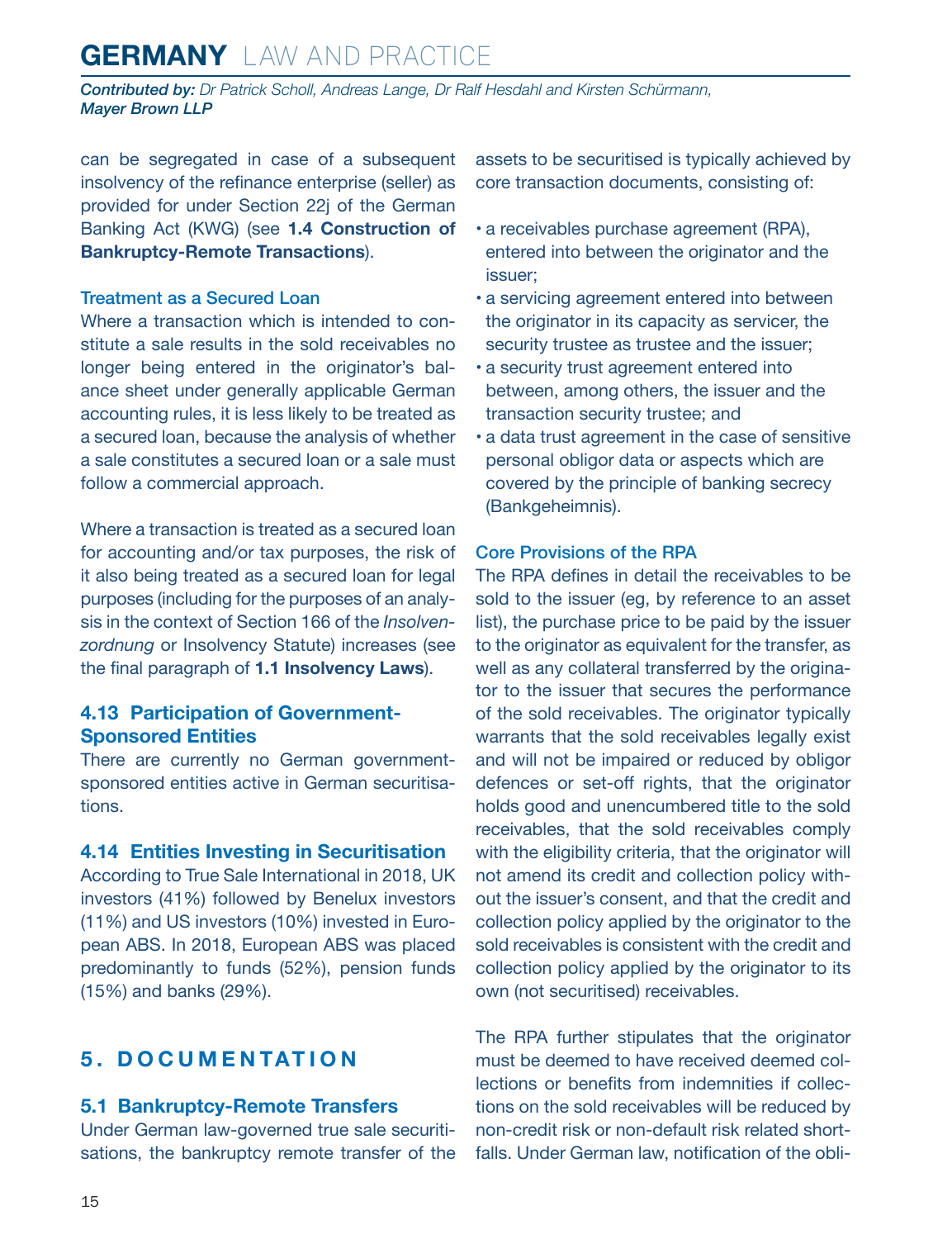can be segregated in case of a subsequent insolvency of the refinance enterprise (seller) as provided for under Section 22j of the German Banking Act (KWG) (see **1.4 Construction of Bankruptcy-Remote Transactions**).

### Treatment as a Secured Loan

Where a transaction which is intended to constitute a sale results in the sold receivables no longer being entered in the originator's balance sheet under generally applicable German accounting rules, it is less likely to be treated as a secured loan, because the analysis of whether a sale constitutes a secured loan or a sale must follow a commercial approach.

Where a transaction is treated as a secured loan for accounting and/or tax purposes, the risk of it also being treated as a secured loan for legal purposes (including for the purposes of an analysis in the context of Section 166 of the *Insolvenzordnung* or Insolvency Statute) increases (see the final paragraph of **1.1 Insolvency Laws**).

## 4.13 Participation of Government-Sponsored Entities

There are currently no German government-sponsored entities active in German securitisations.

## 4.14 Entities Investing in Securitisation

According to True Sale International in 2018, UK investors (41%) followed by Benelux investors (11%) and US investors (10%) invested in European ABS. In 2018, European ABS was placed predominantly to funds (52%), pension funds (15%) and banks (29%).

# 5. DOCUMENTATION

## 5.1 Bankruptcy-Remote Transfers

Under German law-governed true sale securitisations, the bankruptcy remote transfer of the assets to be securitised is typically achieved by core transaction documents, consisting of:

- a receivables purchase agreement (RPA), entered into between the originator and the issuer;
- a servicing agreement entered into between the originator in its capacity as servicer, the security trustee as trustee and the issuer;
- a security trust agreement entered into between, among others, the issuer and the transaction security trustee; and
- a data trust agreement in the case of sensitive personal obligor data or aspects which are covered by the principle of banking secrecy (Bankgeheimnis).

### Core Provisions of the RPA

The RPA defines in detail the receivables to be sold to the issuer (eg, by reference to an asset list), the purchase price to be paid by the issuer to the originator as equivalent for the transfer, as well as any collateral transferred by the originator to the issuer that secures the performance of the sold receivables. The originator typically warrants that the sold receivables legally exist and will not be impaired or reduced by obligor defences or set-off rights, that the originator holds good and unencumbered title to the sold receivables, that the sold receivables comply with the eligibility criteria, that the originator will not amend its credit and collection policy without the issuer's consent, and that the credit and collection policy applied by the originator to the sold receivables is consistent with the credit and collection policy applied by the originator to its own (not securitised) receivables.

The RPA further stipulates that the originator must be deemed to have received deemed collections or benefits from indemnities if collections on the sold receivables will be reduced by non-credit risk or non-default risk related shortfalls. Under German law, notification of the obli-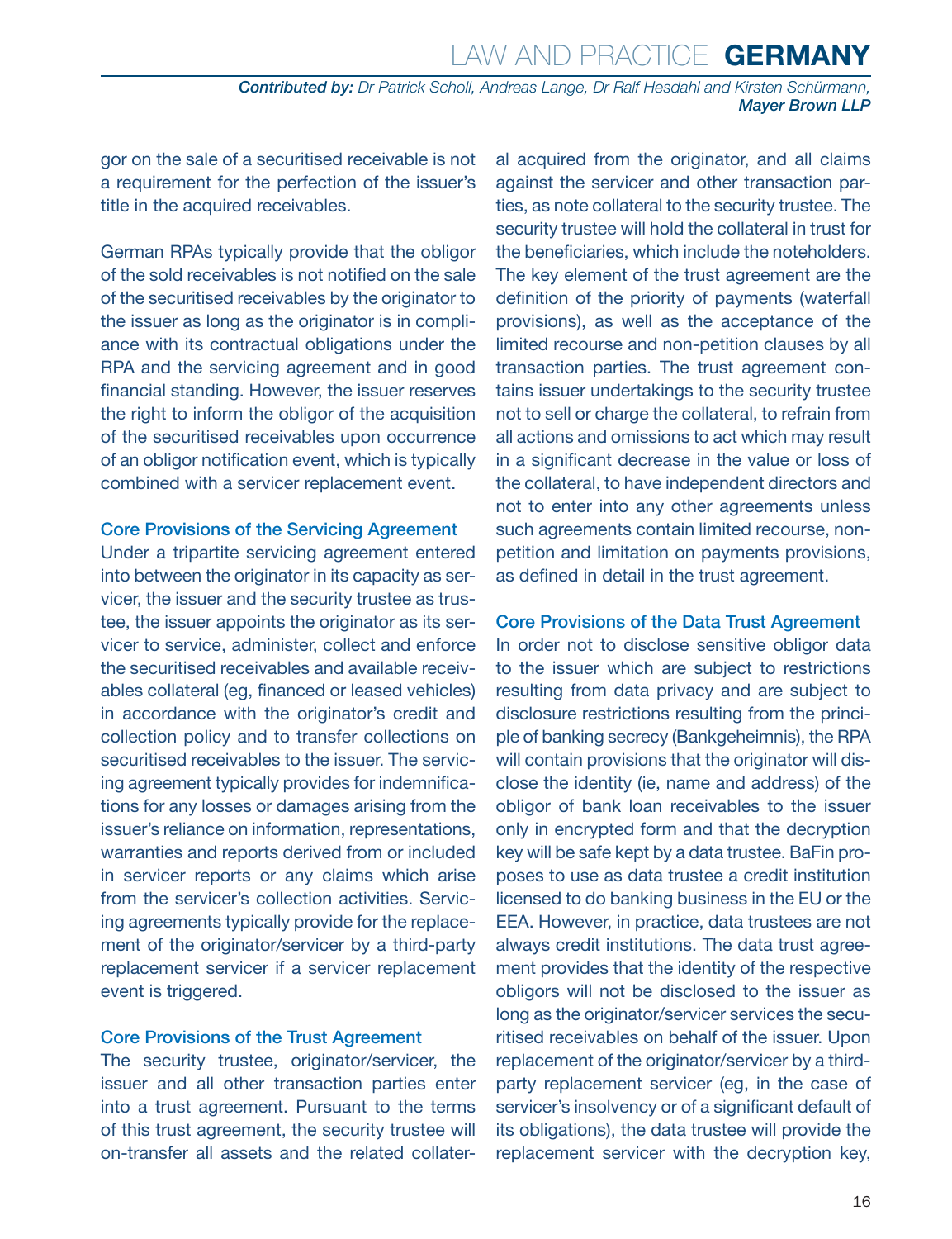gor on the sale of a securitised receivable is not a requirement for the perfection of the issuer's title in the acquired receivables.

German RPAs typically provide that the obligor of the sold receivables is not notified on the sale of the securitised receivables by the originator to the issuer as long as the originator is in compliance with its contractual obligations under the RPA and the servicing agreement and in good financial standing. However, the issuer reserves the right to inform the obligor of the acquisition of the securitised receivables upon occurrence of an obligor notification event, which is typically combined with a servicer replacement event.

### Core Provisions of the Servicing Agreement

Under a tripartite servicing agreement entered into between the originator in its capacity as servicer, the issuer and the security trustee as trustee, the issuer appoints the originator as its servicer to service, administer, collect and enforce the securitised receivables and available receivables collateral (eg, financed or leased vehicles) in accordance with the originator's credit and collection policy and to transfer collections on securitised receivables to the issuer. The servicing agreement typically provides for indemnifications for any losses or damages arising from the issuer's reliance on information, representations, warranties and reports derived from or included in servicer reports or any claims which arise from the servicer's collection activities. Servicing agreements typically provide for the replacement of the originator/servicer by a third-party replacement servicer if a servicer replacement event is triggered.

### Core Provisions of the Trust Agreement

The security trustee, originator/servicer, the issuer and all other transaction parties enter into a trust agreement. Pursuant to the terms of this trust agreement, the security trustee will on-transfer all assets and the related collateral acquired from the originator, and all claims against the servicer and other transaction parties, as note collateral to the security trustee. The security trustee will hold the collateral in trust for the beneficiaries, which include the noteholders. The key element of the trust agreement are the definition of the priority of payments (waterfall provisions), as well as the acceptance of the limited recourse and non-petition clauses by all transaction parties. The trust agreement contains issuer undertakings to the security trustee not to sell or charge the collateral, to refrain from all actions and omissions to act which may result in a significant decrease in the value or loss of the collateral, to have independent directors and not to enter into any other agreements unless such agreements contain limited recourse, non-petition and limitation on payments provisions, as defined in detail in the trust agreement.

### Core Provisions of the Data Trust Agreement

In order not to disclose sensitive obligor data to the issuer which are subject to restrictions resulting from data privacy and are subject to disclosure restrictions resulting from the principle of banking secrecy (Bankgeheimnis), the RPA will contain provisions that the originator will disclose the identity (ie, name and address) of the obligor of bank loan receivables to the issuer only in encrypted form and that the decryption key will be safe kept by a data trustee. BaFin proposes to use as data trustee a credit institution licensed to do banking business in the EU or the EEA. However, in practice, data trustees are not always credit institutions. The data trust agreement provides that the identity of the respective obligors will not be disclosed to the issuer as long as the originator/servicer services the securitised receivables on behalf of the issuer. Upon replacement of the originator/servicer by a third-party replacement servicer (eg, in the case of servicer's insolvency or of a significant default of its obligations), the data trustee will provide the replacement servicer with the decryption key,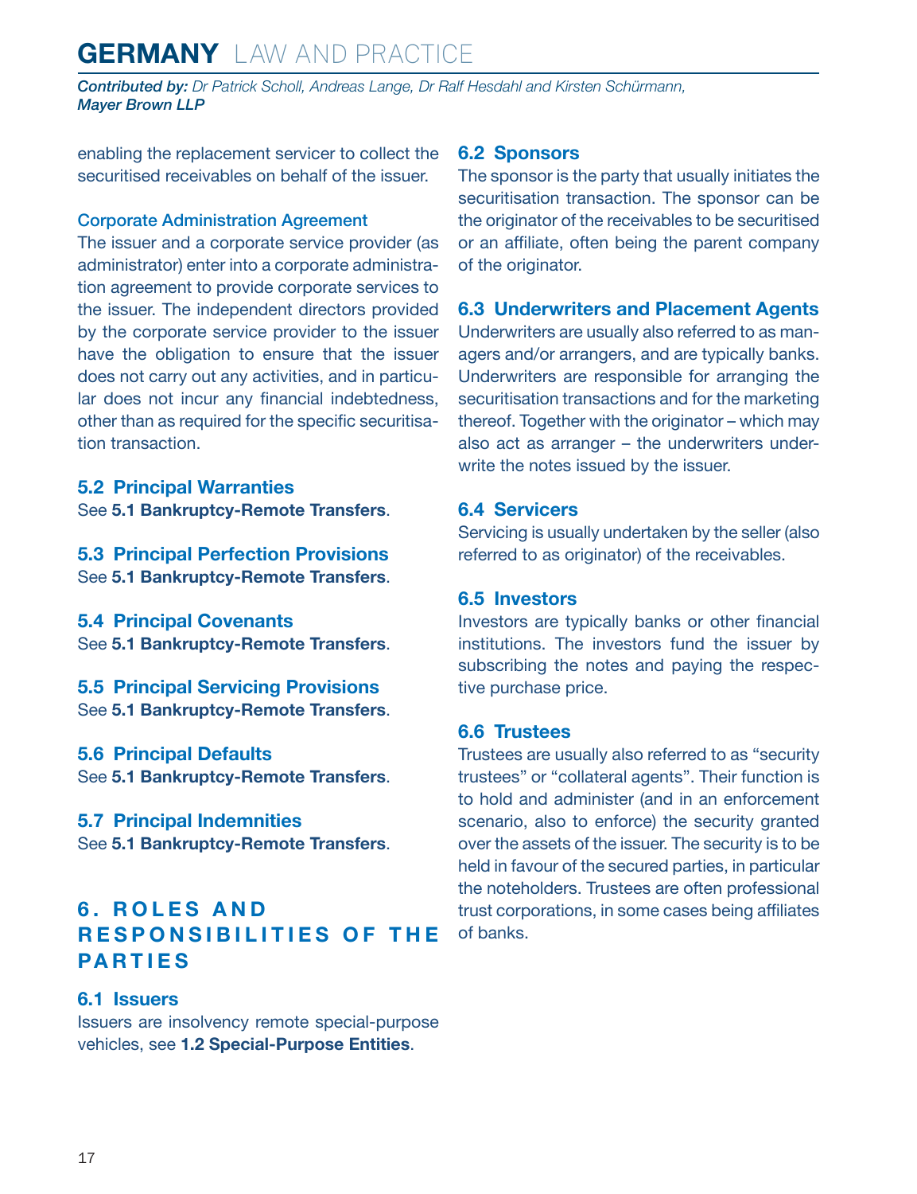enabling the replacement servicer to collect the securitised receivables on behalf of the issuer.

### Corporate Administration Agreement

The issuer and a corporate service provider (as administrator) enter into a corporate administration agreement to provide corporate services to the issuer. The independent directors provided by the corporate service provider to the issuer have the obligation to ensure that the issuer does not carry out any activities, and in particular does not incur any financial indebtedness, other than as required for the specific securitisation transaction.

## 5.2 Principal Warranties

See **5.1 Bankruptcy-Remote Transfers**.

## 5.3 Principal Perfection Provisions

See **5.1 Bankruptcy-Remote Transfers**.

## 5.4 Principal Covenants

See **5.1 Bankruptcy-Remote Transfers**.

## 5.5 Principal Servicing Provisions

See **5.1 Bankruptcy-Remote Transfers**.

## 5.6 Principal Defaults

See **5.1 Bankruptcy-Remote Transfers**.

## 5.7 Principal Indemnities

See **5.1 Bankruptcy-Remote Transfers**.

# 6. ROLES AND RESPONSIBILITIES OF THE PARTIES

## 6.1 Issuers

Issuers are insolvency remote special-purpose vehicles, see **1.2 Special-Purpose Entities**.

## 6.2 Sponsors

The sponsor is the party that usually initiates the securitisation transaction. The sponsor can be the originator of the receivables to be securitised or an affiliate, often being the parent company of the originator.

## 6.3 Underwriters and Placement Agents

Underwriters are usually also referred to as managers and/or arrangers, and are typically banks. Underwriters are responsible for arranging the securitisation transactions and for the marketing thereof. Together with the originator – which may also act as arranger – the underwriters underwrite the notes issued by the issuer.

## 6.4 Servicers

Servicing is usually undertaken by the seller (also referred to as originator) of the receivables.

## 6.5 Investors

Investors are typically banks or other financial institutions. The investors fund the issuer by subscribing the notes and paying the respective purchase price.

## 6.6 Trustees

Trustees are usually also referred to as "security trustees" or "collateral agents". Their function is to hold and administer (and in an enforcement scenario, also to enforce) the security granted over the assets of the issuer. The security is to be held in favour of the secured parties, in particular the noteholders. Trustees are often professional trust corporations, in some cases being affiliates of banks.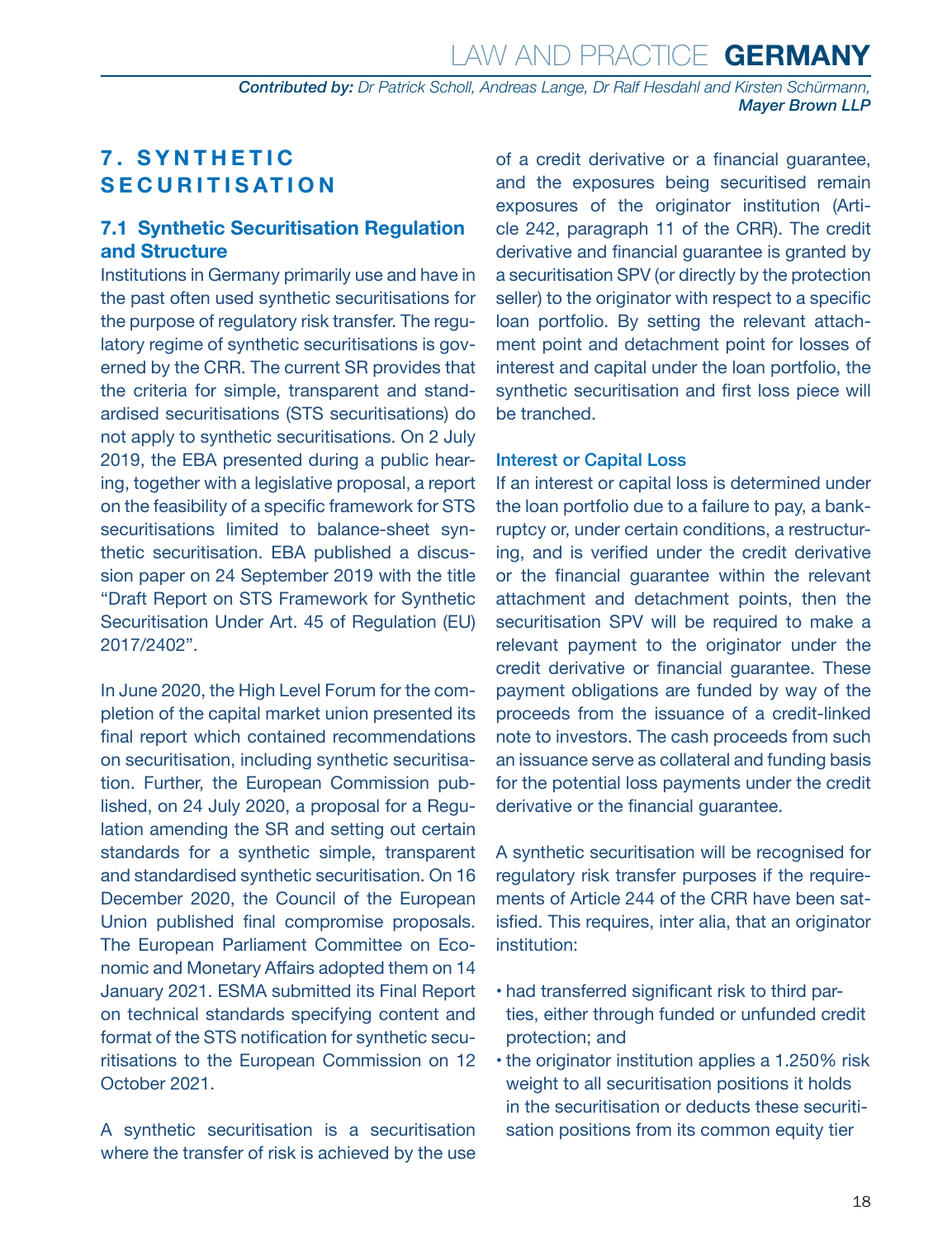## 7. SYNTHETIC SECURITISATION

### 7.1 Synthetic Securitisation Regulation and Structure

Institutions in Germany primarily use and have in the past often used synthetic securitisations for the purpose of regulatory risk transfer. The regulatory regime of synthetic securitisations is governed by the CRR. The current SR provides that the criteria for simple, transparent and standardised securitisations (STS securitisations) do not apply to synthetic securitisations. On 2 July 2019, the EBA presented during a public hearing, together with a legislative proposal, a report on the feasibility of a specific framework for STS securitisations limited to balance-sheet synthetic securitisation. EBA published a discussion paper on 24 September 2019 with the title "Draft Report on STS Framework for Synthetic Securitisation Under Art. 45 of Regulation (EU) 2017/2402".

In June 2020, the High Level Forum for the completion of the capital market union presented its final report which contained recommendations on securitisation, including synthetic securitisation. Further, the European Commission published, on 24 July 2020, a proposal for a Regulation amending the SR and setting out certain standards for a synthetic simple, transparent and standardised synthetic securitisation. On 16 December 2020, the Council of the European Union published final compromise proposals. The European Parliament Committee on Economic and Monetary Affairs adopted them on 14 January 2021. ESMA submitted its Final Report on technical standards specifying content and format of the STS notification for synthetic securitisations to the European Commission on 12 October 2021.

A synthetic securitisation is a securitisation where the transfer of risk is achieved by the use of a credit derivative or a financial guarantee, and the exposures being securitised remain exposures of the originator institution (Article 242, paragraph 11 of the CRR). The credit derivative and financial guarantee is granted by a securitisation SPV (or directly by the protection seller) to the originator with respect to a specific loan portfolio. By setting the relevant attachment point and detachment point for losses of interest and capital under the loan portfolio, the synthetic securitisation and first loss piece will be tranched.

#### Interest or Capital Loss

If an interest or capital loss is determined under the loan portfolio due to a failure to pay, a bankruptcy or, under certain conditions, a restructuring, and is verified under the credit derivative or the financial guarantee within the relevant attachment and detachment points, then the securitisation SPV will be required to make a relevant payment to the originator under the credit derivative or financial guarantee. These payment obligations are funded by way of the proceeds from the issuance of a credit-linked note to investors. The cash proceeds from such an issuance serve as collateral and funding basis for the potential loss payments under the credit derivative or the financial guarantee.

A synthetic securitisation will be recognised for regulatory risk transfer purposes if the requirements of Article 244 of the CRR have been satisfied. This requires, inter alia, that an originator institution:

- had transferred significant risk to third parties, either through funded or unfunded credit protection; and
- the originator institution applies a 1.250% risk weight to all securitisation positions it holds in the securitisation or deducts these securitisation positions from its common equity tier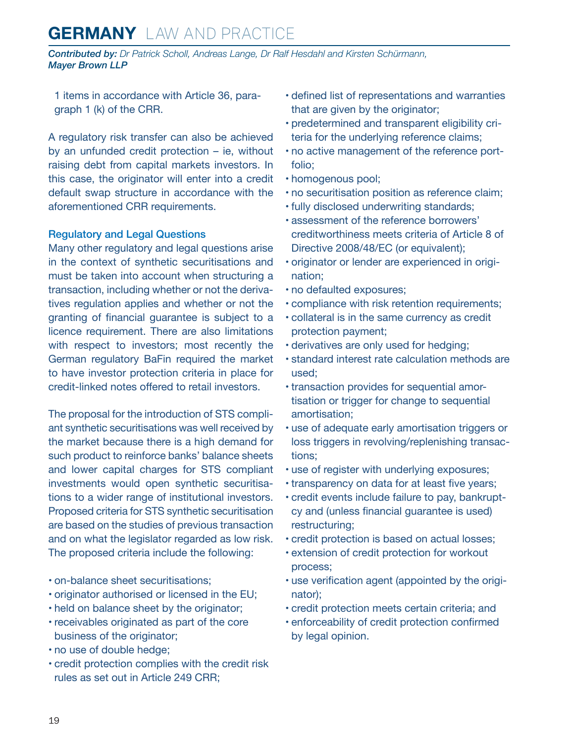1 items in accordance with Article 36, paragraph 1 (k) of the CRR.

A regulatory risk transfer can also be achieved by an unfunded credit protection – ie, without raising debt from capital markets investors. In this case, the originator will enter into a credit default swap structure in accordance with the aforementioned CRR requirements.

### Regulatory and Legal Questions

Many other regulatory and legal questions arise in the context of synthetic securitisations and must be taken into account when structuring a transaction, including whether or not the derivatives regulation applies and whether or not the granting of financial guarantee is subject to a licence requirement. There are also limitations with respect to investors; most recently the German regulatory BaFin required the market to have investor protection criteria in place for credit-linked notes offered to retail investors.

The proposal for the introduction of STS compliant synthetic securitisations was well received by the market because there is a high demand for such product to reinforce banks' balance sheets and lower capital charges for STS compliant investments would open synthetic securitisations to a wider range of institutional investors. Proposed criteria for STS synthetic securitisation are based on the studies of previous transaction and on what the legislator regarded as low risk. The proposed criteria include the following:

- on-balance sheet securitisations;
- originator authorised or licensed in the EU;
- held on balance sheet by the originator;
- receivables originated as part of the core business of the originator;
- no use of double hedge;
- credit protection complies with the credit risk rules as set out in Article 249 CRR;
- defined list of representations and warranties that are given by the originator;
- predetermined and transparent eligibility criteria for the underlying reference claims;
- no active management of the reference portfolio;
- homogenous pool;
- no securitisation position as reference claim;
- fully disclosed underwriting standards;
- assessment of the reference borrowers' creditworthiness meets criteria of Article 8 of Directive 2008/48/EC (or equivalent);
- originator or lender are experienced in origination;
- no defaulted exposures;
- compliance with risk retention requirements;
- collateral is in the same currency as credit protection payment;
- derivatives are only used for hedging;
- standard interest rate calculation methods are used;
- transaction provides for sequential amortisation or trigger for change to sequential amortisation;
- use of adequate early amortisation triggers or loss triggers in revolving/replenishing transactions;
- use of register with underlying exposures;
- transparency on data for at least five years;
- credit events include failure to pay, bankruptcy and (unless financial guarantee is used) restructuring;
- credit protection is based on actual losses;
- extension of credit protection for workout process;
- use verification agent (appointed by the originator);
- credit protection meets certain criteria; and
- enforceability of credit protection confirmed by legal opinion.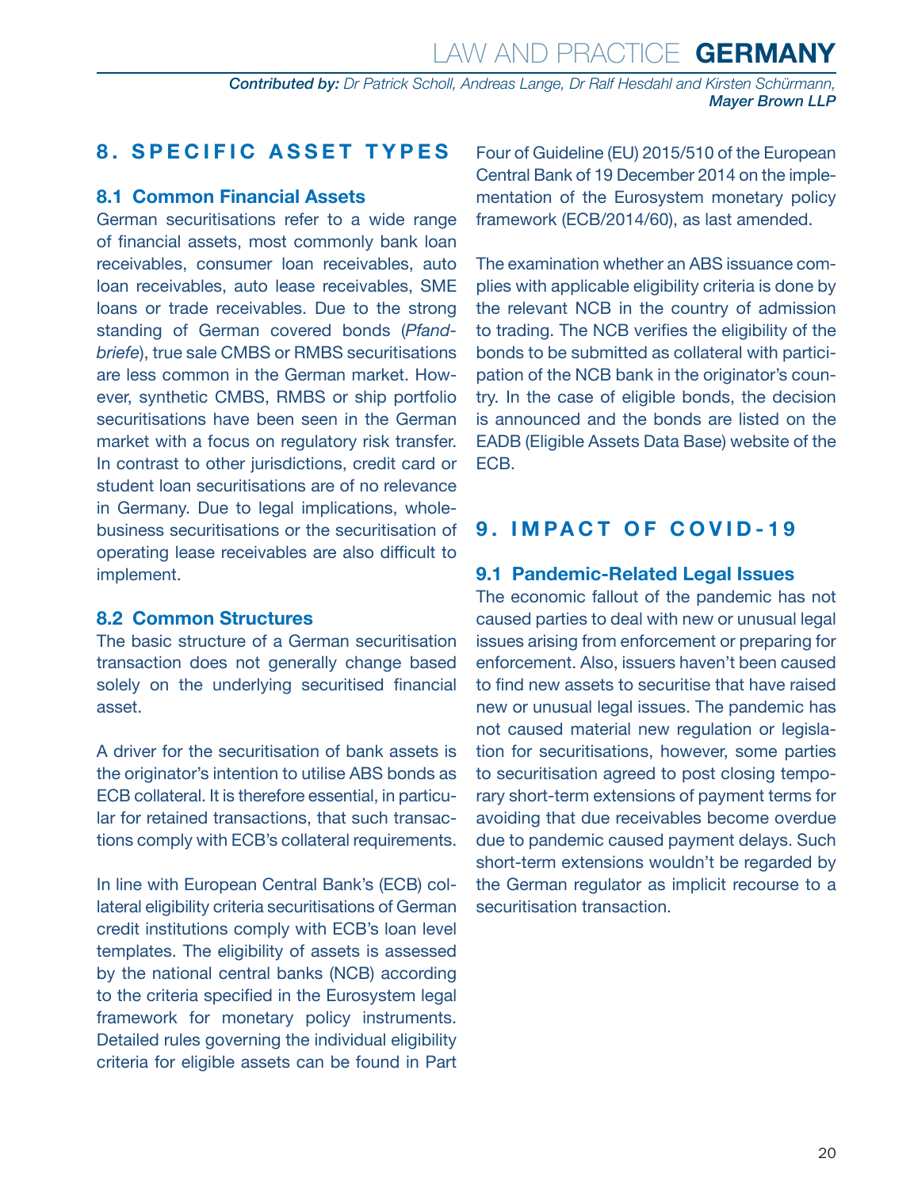## 8. SPECIFIC ASSET TYPES

### 8.1 Common Financial Assets

German securitisations refer to a wide range of financial assets, most commonly bank loan receivables, consumer loan receivables, auto loan receivables, auto lease receivables, SME loans or trade receivables. Due to the strong standing of German covered bonds (*Pfandbriefe*), true sale CMBS or RMBS securitisations are less common in the German market. However, synthetic CMBS, RMBS or ship portfolio securitisations have been seen in the German market with a focus on regulatory risk transfer. In contrast to other jurisdictions, credit card or student loan securitisations are of no relevance in Germany. Due to legal implications, whole-business securitisations or the securitisation of operating lease receivables are also difficult to implement.

### 8.2 Common Structures

The basic structure of a German securitisation transaction does not generally change based solely on the underlying securitised financial asset.

A driver for the securitisation of bank assets is the originator's intention to utilise ABS bonds as ECB collateral. It is therefore essential, in particular for retained transactions, that such transactions comply with ECB's collateral requirements.

In line with European Central Bank's (ECB) collateral eligibility criteria securitisations of German credit institutions comply with ECB's loan level templates. The eligibility of assets is assessed by the national central banks (NCB) according to the criteria specified in the Eurosystem legal framework for monetary policy instruments. Detailed rules governing the individual eligibility criteria for eligible assets can be found in Part Four of Guideline (EU) 2015/510 of the European Central Bank of 19 December 2014 on the implementation of the Eurosystem monetary policy framework (ECB/2014/60), as last amended.

The examination whether an ABS issuance complies with applicable eligibility criteria is done by the relevant NCB in the country of admission to trading. The NCB verifies the eligibility of the bonds to be submitted as collateral with participation of the NCB bank in the originator's country. In the case of eligible bonds, the decision is announced and the bonds are listed on the EADB (Eligible Assets Data Base) website of the ECB.

## 9. IMPACT OF COVID-19

### 9.1 Pandemic-Related Legal Issues

The economic fallout of the pandemic has not caused parties to deal with new or unusual legal issues arising from enforcement or preparing for enforcement. Also, issuers haven't been caused to find new assets to securitise that have raised new or unusual legal issues. The pandemic has not caused material new regulation or legislation for securitisations, however, some parties to securitisation agreed to post closing temporary short-term extensions of payment terms for avoiding that due receivables become overdue due to pandemic caused payment delays. Such short-term extensions wouldn't be regarded by the German regulator as implicit recourse to a securitisation transaction.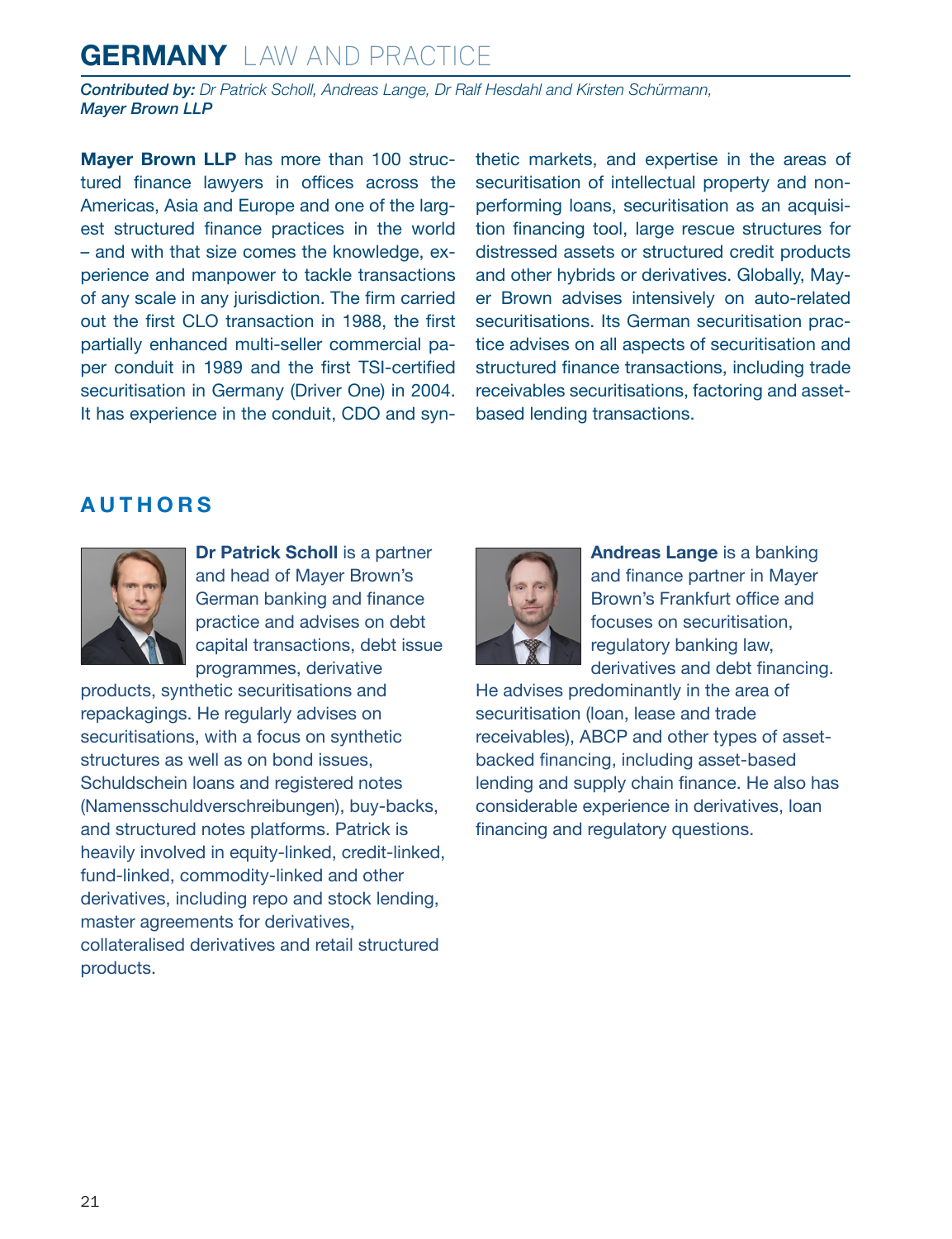*Contributed by:* Dr Patrick Scholl, Andreas Lange, Dr Ralf Hesdahl and Kirsten Schürmann, Mayer Brown LLP

**Mayer Brown LLP** has more than 100 structured finance lawyers in offices across the Americas, Asia and Europe and one of the largest structured finance practices in the world – and with that size comes the knowledge, experience and manpower to tackle transactions of any scale in any jurisdiction. The firm carried out the first CLO transaction in 1988, the first partially enhanced multi-seller commercial paper conduit in 1989 and the first TSI-certified securitisation in Germany (Driver One) in 2004. It has experience in the conduit, CDO and synthetic markets, and expertise in the areas of securitisation of intellectual property and non-performing loans, securitisation as an acquisition financing tool, large rescue structures for distressed assets or structured credit products and other hybrids or derivatives. Globally, Mayer Brown advises intensively on auto-related securitisations. Its German securitisation practice advises on all aspects of securitisation and structured finance transactions, including trade receivables securitisations, factoring and asset-based lending transactions.

## AUTHORS

**Dr Patrick Scholl** is a partner and head of Mayer Brown's German banking and finance practice and advises on debt capital transactions, debt issue programmes, derivative products, synthetic securitisations and repackagings. He regularly advises on securitisations, with a focus on synthetic structures as well as on bond issues, Schuldschein loans and registered notes (Namensschuldverschreibungen), buy-backs, and structured notes platforms. Patrick is heavily involved in equity-linked, credit-linked, fund-linked, commodity-linked and other derivatives, including repo and stock lending, master agreements for derivatives, collateralised derivatives and retail structured products.

**Andreas Lange** is a banking and finance partner in Mayer Brown's Frankfurt office and focuses on securitisation, regulatory banking law, derivatives and debt financing. He advises predominantly in the area of securitisation (loan, lease and trade receivables), ABCP and other types of asset-backed financing, including asset-based lending and supply chain finance. He also has considerable experience in derivatives, loan financing and regulatory questions.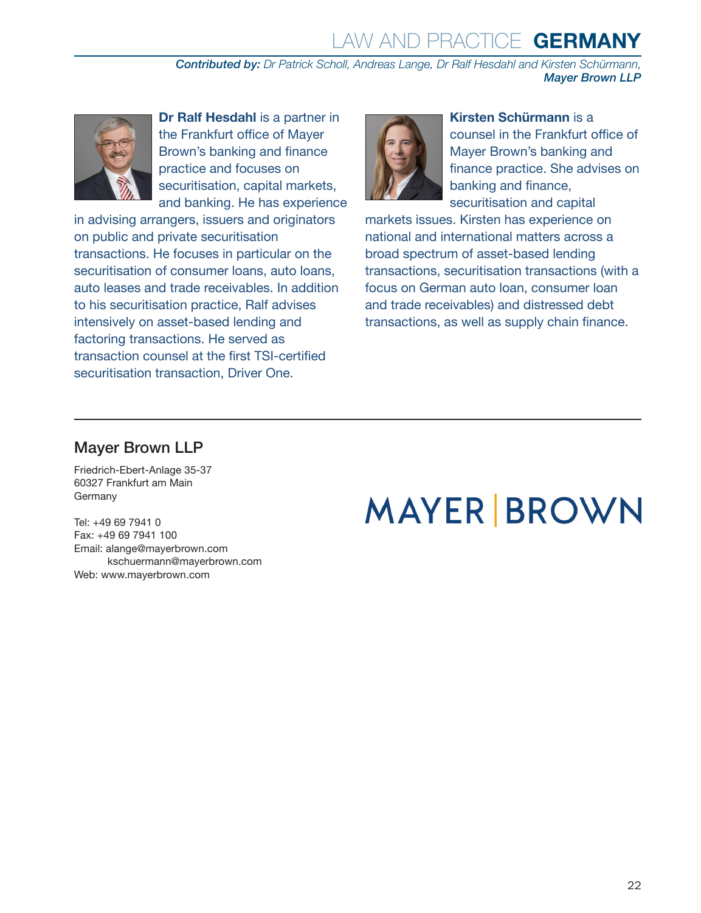**Dr Ralf Hesdahl** is a partner in the Frankfurt office of Mayer Brown's banking and finance practice and focuses on securitisation, capital markets, and banking. He has experience in advising arrangers, issuers and originators on public and private securitisation transactions. He focuses in particular on the securitisation of consumer loans, auto loans, auto leases and trade receivables. In addition to his securitisation practice, Ralf advises intensively on asset-based lending and factoring transactions. He served as transaction counsel at the first TSI-certified securitisation transaction, Driver One.

**Kirsten Schürmann** is a counsel in the Frankfurt office of Mayer Brown's banking and finance practice. She advises on banking and finance, securitisation and capital markets issues. Kirsten has experience on national and international matters across a broad spectrum of asset-based lending transactions, securitisation transactions (with a focus on German auto loan, consumer loan and trade receivables) and distressed debt transactions, as well as supply chain finance.

## Mayer Brown LLP

Friedrich-Ebert-Anlage 35-37
60327 Frankfurt am Main
Germany

Tel: +49 69 7941 0
Fax: +49 69 7941 100
Email: alange@mayerbrown.com
kschuermann@mayerbrown.com
Web: www.mayerbrown.com

MAYER | BROWN